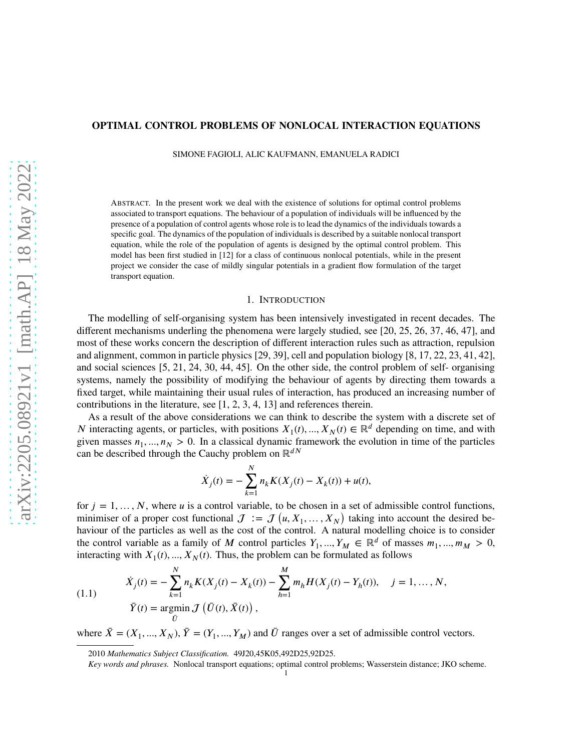# OPTIMAL CONTROL PROBLEMS OF NONLOCAL INTERACTION EQUATIONS

SIMONE FAGIOLI, ALIC KAUFMANN, EMANUELA RADICI

ABSTRACT. In the present work we deal with the existence of solutions for optimal control problems associated to transport equations. The behaviour of a population of individuals will be influenced by the presence of a population of control agents whose role is to lead the dynamics of the individuals towards a specific goal. The dynamics of the population of individuals is described by a suitable nonlocal transport equation, while the role of the population of agents is designed by the optimal control problem. This model has been first studied in [12] for a class of continuous nonlocal potentials, while in the present project we consider the case of mildly singular potentials in a gradient flow formulation of the target transport equation.

## 1. INTRODUCTION

The modelling of self-organising system has been intensively investigated in recent decades. The different mechanisms underling the phenomena were largely studied, see [20, 25, 26, 37, 46, 47], and most of these works concern the description of different interaction rules such as attraction, repulsion and alignment, common in particle physics [29, 39], cell and population biology [8, 17, 22, 23, 41, 42], and social sciences [5, 21, 24, 30, 44, 45]. On the other side, the control problem of self- organising systems, namely the possibility of modifying the behaviour of agents by directing them towards a fixed target, while maintaining their usual rules of interaction, has produced an increasing number of contributions in the literature, see [1, 2, 3, 4, 13] and references therein.

As a result of the above considerations we can think to describe the system with a discrete set of $N$ interacting agents, or particles, with positions $X_1(t), ..., X_N(t) \in \mathbb{R}^d$ depending on time, and with given masses $n_1, ..., n_N > 0$. In a classical dynamic framework the evolution in time of the particles can be described through the Cauchy problem on $\mathbb{R}^{dN}$

$$\dot{X}_j(t) = -\sum_{k=1}^{N} n_k K(X_j(t) - X_k(t)) + u(t),$$

for $j = 1, \dots, N$, where $u$ is a control variable, to be chosen in a set of admissible control functions, minimiser of a proper cost functional $\mathcal{J} := \mathcal{J}\left(u, X_1, \dots, X_N\right)$ taking into account the desired behaviour of the particles as well as the cost of the control. A natural modelling choice is to consider the control variable as a family of $M$ control particles $Y_1, ..., Y_M \in \mathbb{R}^d$ of masses $m_1, ..., m_M > 0$, interacting with $X_1(t), ..., X_N(t)$. Thus, the problem can be formulated as follows

$$\begin{aligned}
\dot{X}_j(t) &= -\sum_{k=1}^{N} n_k K(X_j(t) - X_k(t)) - \sum_{h=1}^{M} m_h H(X_j(t) - Y_h(t)), \quad j = 1, \dots, N, \\
\bar{Y}(t) &= \underset{\bar{U}}{\operatorname{argmin}}\, \mathcal{J}\left(\bar{U}(t), \bar{X}(t)\right),
\end{aligned} \tag{1.1}$$

where $\bar{X} = (X_1, ..., X_N)$, $\bar{Y} = (Y_1, ..., Y_M)$ and $\bar{U}$ ranges over a set of admissible control vectors.

---

2010 *Mathematics Subject Classification.* 49J20,45K05,492D25,92D25.

*Key words and phrases.* Nonlocal transport equations; optimal control problems; Wasserstein distance; JKO scheme.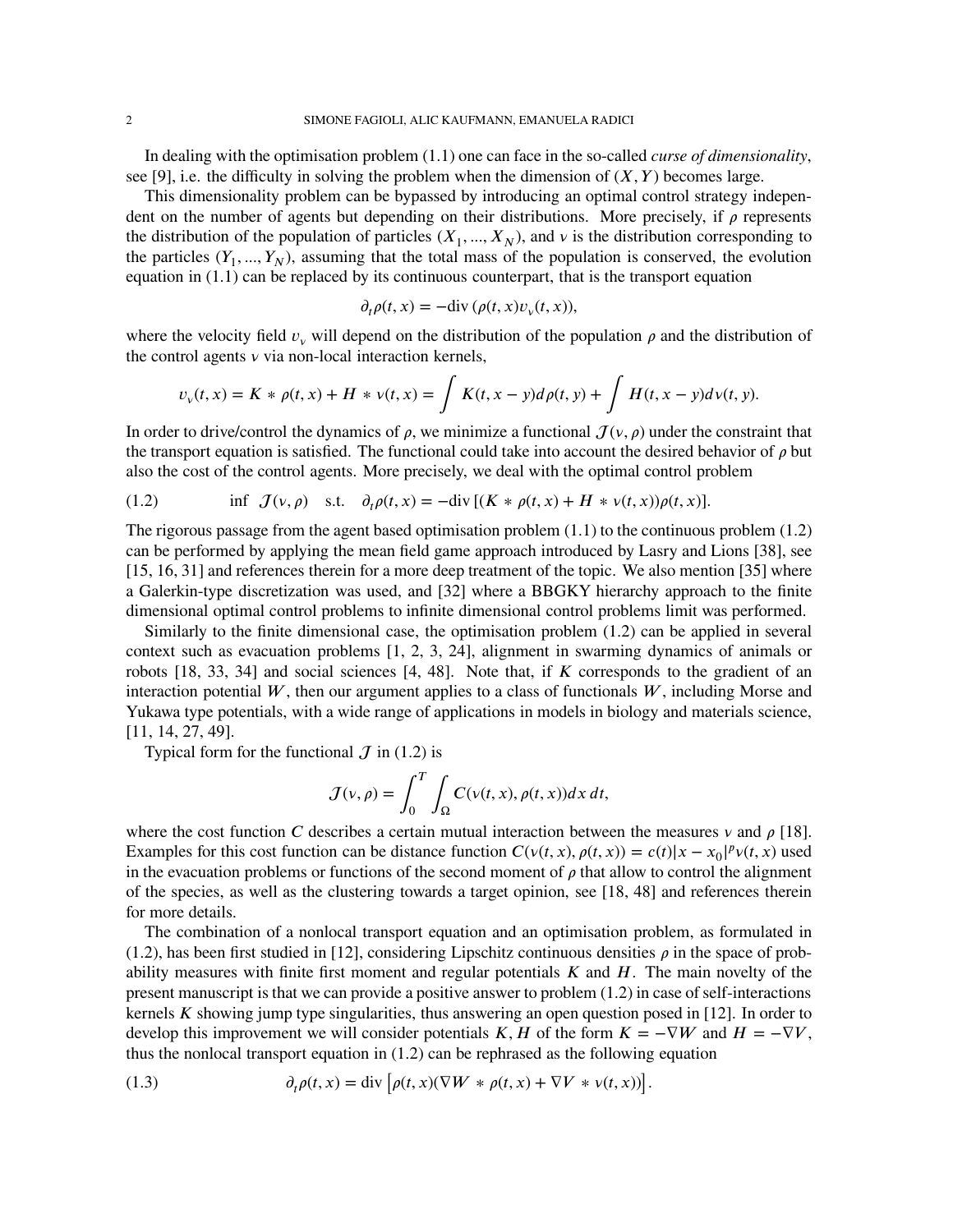In dealing with the optimisation problem (1.1) one can face in the so-called *curse of dimensionality*, see [9], i.e. the difficulty in solving the problem when the dimension of $(X, Y)$ becomes large.

This dimensionality problem can be bypassed by introducing an optimal control strategy independent on the number of agents but depending on their distributions. More precisely, if $\rho$ represents the distribution of the population of particles $(X_1, ..., X_N)$, and $\nu$ is the distribution corresponding to the particles $(Y_1, ..., Y_N)$, assuming that the total mass of the population is conserved, the evolution equation in (1.1) can be replaced by its continuous counterpart, that is the transport equation

$$\partial_t \rho(t,x) = -\text{div}\,(\rho(t,x) v_\nu(t,x)),$$

where the velocity field $v_\nu$ will depend on the distribution of the population $\rho$ and the distribution of the control agents $\nu$ via non-local interaction kernels,

$$v_\nu(t,x) = K * \rho(t,x) + H * \nu(t,x) = \int K(t, x-y) d\rho(t,y) + \int H(t, x-y) d\nu(t,y).$$

In order to drive/control the dynamics of $\rho$, we minimize a functional $\mathcal{J}(\nu, \rho)$ under the constraint that the transport equation is satisfied. The functional could take into account the desired behavior of $\rho$ but also the cost of the control agents. More precisely, we deal with the optimal control problem

$$\inf \ \mathcal{J}(\nu,\rho) \quad \text{s.t.} \quad \partial_t \rho(t,x) = -\text{div}\,[(K * \rho(t,x) + H * \nu(t,x))\rho(t,x)]. \tag{1.2}$$

The rigorous passage from the agent based optimisation problem (1.1) to the continuous problem (1.2) can be performed by applying the mean field game approach introduced by Lasry and Lions [38], see [15, 16, 31] and references therein for a more deep treatment of the topic. We also mention [35] where a Galerkin-type discretization was used, and [32] where a BBGKY hierarchy approach to the finite dimensional optimal control problems to infinite dimensional control problems limit was performed.

Similarly to the finite dimensional case, the optimisation problem (1.2) can be applied in several context such as evacuation problems [1, 2, 3, 24], alignment in swarming dynamics of animals or robots [18, 33, 34] and social sciences [4, 48]. Note that, if $K$ corresponds to the gradient of an interaction potential $W$, then our argument applies to a class of functionals $W$, including Morse and Yukawa type potentials, with a wide range of applications in models in biology and materials science, [11, 14, 27, 49].

Typical form for the functional $\mathcal{J}$ in (1.2) is

$$\mathcal{J}(\nu,\rho) = \int_0^T \int_\Omega C(\nu(t,x), \rho(t,x))dx\,dt,$$

where the cost function $C$ describes a certain mutual interaction between the measures $\nu$ and $\rho$ [18]. Examples for this cost function can be distance function $C(\nu(t,x), \rho(t,x)) = c(t)|x - x_0|^p \nu(t,x)$ used in the evacuation problems or functions of the second moment of $\rho$ that allow to control the alignment of the species, as well as the clustering towards a target opinion, see [18, 48] and references therein for more details.

The combination of a nonlocal transport equation and an optimisation problem, as formulated in (1.2), has been first studied in [12], considering Lipschitz continuous densities $\rho$ in the space of probability measures with finite first moment and regular potentials $K$ and $H$. The main novelty of the present manuscript is that we can provide a positive answer to problem (1.2) in case of self-interactions kernels $K$ showing jump type singularities, thus answering an open question posed in [12]. In order to develop this improvement we will consider potentials $K, H$ of the form $K = -\nabla W$ and $H = -\nabla V$, thus the nonlocal transport equation in (1.2) can be rephrased as the following equation

$$\partial_t \rho(t,x) = \text{div}\left[\rho(t,x)(\nabla W * \rho(t,x) + \nabla V * \nu(t,x))\right]. \tag{1.3}$$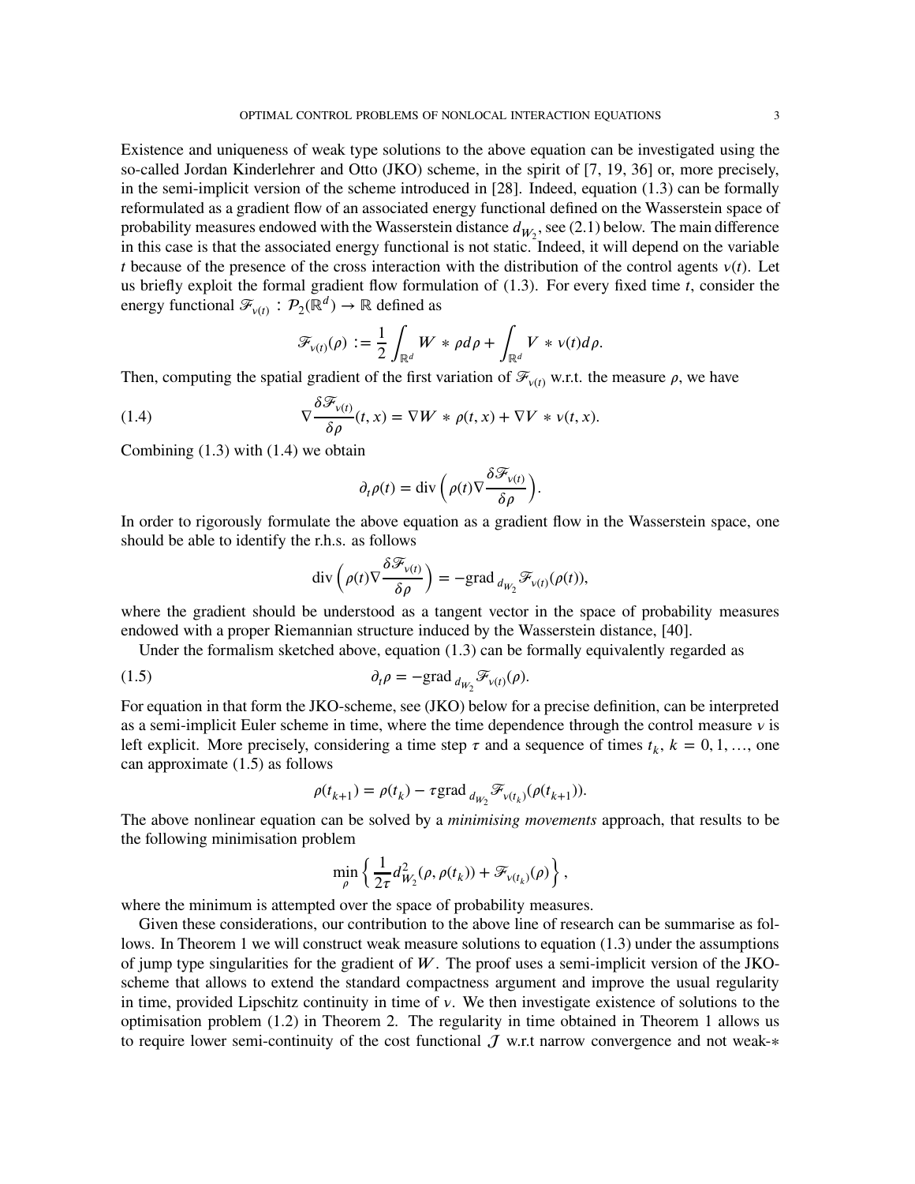Existence and uniqueness of weak type solutions to the above equation can be investigated using the so-called Jordan Kinderlehrer and Otto (JKO) scheme, in the spirit of [7, 19, 36] or, more precisely, in the semi-implicit version of the scheme introduced in [28]. Indeed, equation (1.3) can be formally reformulated as a gradient flow of an associated energy functional defined on the Wasserstein space of probability measures endowed with the Wasserstein distance $d_{W_2}$, see (2.1) below. The main difference in this case is that the associated energy functional is not static. Indeed, it will depend on the variable $t$ because of the presence of the cross interaction with the distribution of the control agents $\nu(t)$. Let us briefly exploit the formal gradient flow formulation of (1.3). For every fixed time $t$, consider the energy functional $\mathscr{F}_{\nu(t)} : \mathcal{P}_2(\mathbb{R}^d) \to \mathbb{R}$ defined as

$$\mathscr{F}_{\nu(t)}(\rho) := \frac{1}{2}\int_{\mathbb{R}^d} W * \rho d\rho + \int_{\mathbb{R}^d} V * \nu(t) d\rho.$$

Then, computing the spatial gradient of the first variation of $\mathscr{F}_{\nu(t)}$ w.r.t. the measure $\rho$, we have

$$\nabla \frac{\delta \mathscr{F}_{\nu(t)}}{\delta \rho}(t,x) = \nabla W * \rho(t,x) + \nabla V * \nu(t,x). \tag{1.4}$$

Combining (1.3) with (1.4) we obtain

$$\partial_t \rho(t) = \operatorname{div}\left(\rho(t)\nabla \frac{\delta \mathscr{F}_{\nu(t)}}{\delta \rho}\right).$$

In order to rigorously formulate the above equation as a gradient flow in the Wasserstein space, one should be able to identify the r.h.s. as follows

$$\operatorname{div}\left(\rho(t)\nabla \frac{\delta \mathscr{F}_{\nu(t)}}{\delta \rho}\right) = -\operatorname{grad}_{d_{W_2}} \mathscr{F}_{\nu(t)}(\rho(t)),$$

where the gradient should be understood as a tangent vector in the space of probability measures endowed with a proper Riemannian structure induced by the Wasserstein distance, [40].

Under the formalism sketched above, equation (1.3) can be formally equivalently regarded as

$$\partial_t \rho = -\operatorname{grad}_{d_{W_2}} \mathscr{F}_{\nu(t)}(\rho). \tag{1.5}$$

For equation in that form the JKO-scheme, see (JKO) below for a precise definition, can be interpreted as a semi-implicit Euler scheme in time, where the time dependence through the control measure $\nu$ is left explicit. More precisely, considering a time step $\tau$ and a sequence of times $t_k$, $k = 0, 1, \dots$, one can approximate (1.5) as follows

$$\rho(t_{k+1}) = \rho(t_k) - \tau \operatorname{grad}_{d_{W_2}} \mathscr{F}_{\nu(t_k)}(\rho(t_{k+1})).$$

The above nonlinear equation can be solved by a *minimising movements* approach, that results to be the following minimisation problem

$$\min_{\rho} \left\{ \frac{1}{2\tau} d^2_{W_2}(\rho, \rho(t_k)) + \mathscr{F}_{\nu(t_k)}(\rho) \right\},$$

where the minimum is attempted over the space of probability measures.

Given these considerations, our contribution to the above line of research can be summarise as follows. In Theorem 1 we will construct weak measure solutions to equation (1.3) under the assumptions of jump type singularities for the gradient of $W$. The proof uses a semi-implicit version of the JKO-scheme that allows to extend the standard compactness argument and improve the usual regularity in time, provided Lipschitz continuity in time of $\nu$. We then investigate existence of solutions to the optimisation problem (1.2) in Theorem 2. The regularity in time obtained in Theorem 1 allows us to require lower semi-continuity of the cost functional $\mathcal{J}$ w.r.t narrow convergence and not weak-$*$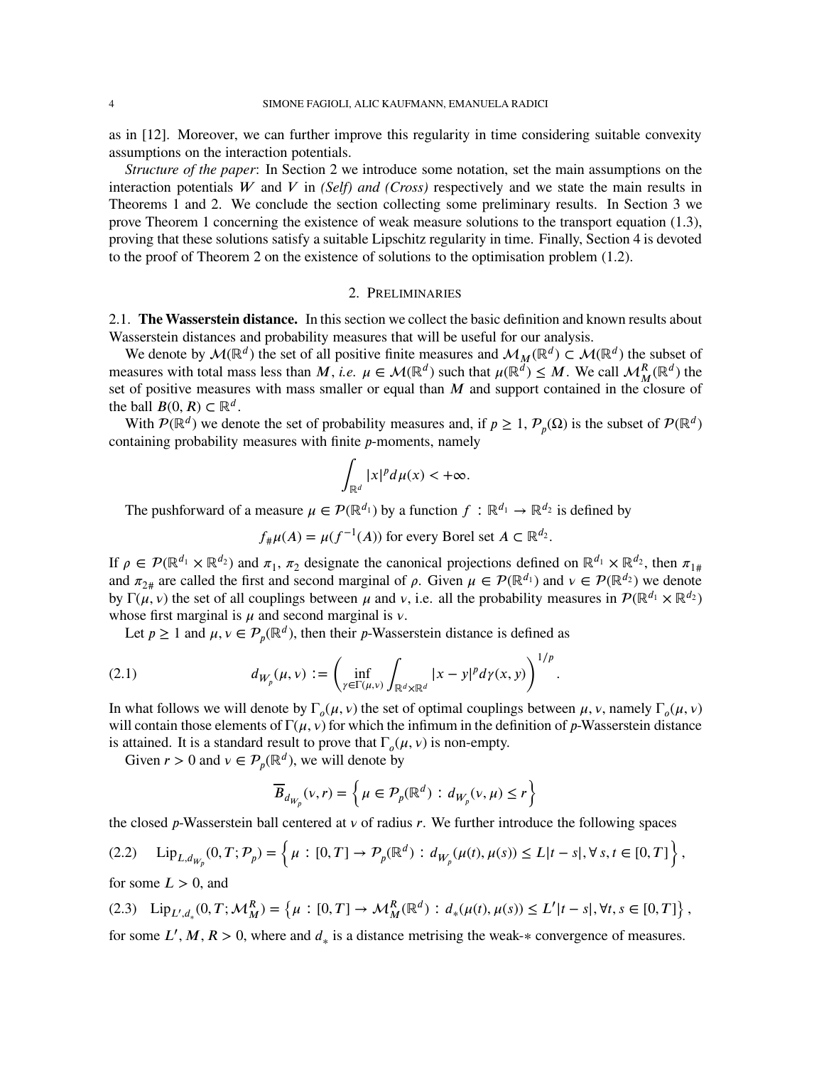as in [12]. Moreover, we can further improve this regularity in time considering suitable convexity assumptions on the interaction potentials.

*Structure of the paper*: In Section 2 we introduce some notation, set the main assumptions on the interaction potentials $W$ and $V$ in *(Self) and (Cross)* respectively and we state the main results in Theorems 1 and 2. We conclude the section collecting some preliminary results. In Section 3 we prove Theorem 1 concerning the existence of weak measure solutions to the transport equation (1.3), proving that these solutions satisfy a suitable Lipschitz regularity in time. Finally, Section 4 is devoted to the proof of Theorem 2 on the existence of solutions to the optimisation problem (1.2).

## 2. Preliminaries

### 2.1. **The Wasserstein distance.**

In this section we collect the basic definition and known results about Wasserstein distances and probability measures that will be useful for our analysis.

We denote by $\mathcal{M}(\mathbb{R}^d)$ the set of all positive finite measures and $\mathcal{M}_M(\mathbb{R}^d) \subset \mathcal{M}(\mathbb{R}^d)$ the subset of measures with total mass less than $M$, *i.e.* $\mu \in \mathcal{M}(\mathbb{R}^d)$ such that $\mu(\mathbb{R}^d) \leq M$. We call $\mathcal{M}_M^R(\mathbb{R}^d)$ the set of positive measures with mass smaller or equal than $M$ and support contained in the closure of the ball $B(0, R) \subset \mathbb{R}^d$.

With $\mathcal{P}(\mathbb{R}^d)$ we denote the set of probability measures and, if $p \geq 1$, $\mathcal{P}_p(\Omega)$ is the subset of $\mathcal{P}(\mathbb{R}^d)$ containing probability measures with finite $p$-moments, namely

$$
\int_{\mathbb{R}^d} |x|^p d\mu(x) < +\infty.
$$

The pushforward of a measure $\mu \in \mathcal{P}(\mathbb{R}^{d_1})$ by a function $f : \mathbb{R}^{d_1} \to \mathbb{R}^{d_2}$ is defined by

$$
f_\# \mu(A) = \mu(f^{-1}(A)) \text{ for every Borel set } A \subset \mathbb{R}^{d_2}.
$$

If $\rho \in \mathcal{P}(\mathbb{R}^{d_1} \times \mathbb{R}^{d_2})$ and $\pi_1$, $\pi_2$ designate the canonical projections defined on $\mathbb{R}^{d_1} \times \mathbb{R}^{d_2}$, then $\pi_{1\#}$ and $\pi_{2\#}$ are called the first and second marginal of $\rho$. Given $\mu \in \mathcal{P}(\mathbb{R}^{d_1})$ and $\nu \in \mathcal{P}(\mathbb{R}^{d_2})$ we denote by $\Gamma(\mu, \nu)$ the set of all couplings between $\mu$ and $\nu$, i.e. all the probability measures in $\mathcal{P}(\mathbb{R}^{d_1} \times \mathbb{R}^{d_2})$ whose first marginal is $\mu$ and second marginal is $\nu$.

Let $p \geq 1$ and $\mu, \nu \in \mathcal{P}_p(\mathbb{R}^d)$, then their $p$-Wasserstein distance is defined as

$$
d_{W_p}(\mu, \nu) := \left( \inf_{\gamma \in \Gamma(\mu,\nu)} \int_{\mathbb{R}^d \times \mathbb{R}^d} |x - y|^p d\gamma(x, y) \right)^{1/p}. \tag{2.1}
$$

In what follows we will denote by $\Gamma_o(\mu, \nu)$ the set of optimal couplings between $\mu, \nu$, namely $\Gamma_o(\mu, \nu)$ will contain those elements of $\Gamma(\mu, \nu)$ for which the infimum in the definition of $p$-Wasserstein distance is attained. It is a standard result to prove that $\Gamma_o(\mu, \nu)$ is non-empty.

Given $r > 0$ and $\nu \in \mathcal{P}_p(\mathbb{R}^d)$, we will denote by

$$
\overline{B}_{d_{W_p}}(\nu, r) = \left\{ \mu \in \mathcal{P}_p(\mathbb{R}^d) : d_{W_p}(\nu, \mu) \leq r \right\}
$$

the closed $p$-Wasserstein ball centered at $\nu$ of radius $r$. We further introduce the following spaces

$$
\mathrm{Lip}_{L, d_{W_p}}(0, T; \mathcal{P}_p) = \left\{ \mu : [0, T] \to \mathcal{P}_p(\mathbb{R}^d) : d_{W_p}(\mu(t), \mu(s)) \leq L|t - s|, \forall\, s, t \in [0, T] \right\}, \tag{2.2}
$$

for some $L > 0$, and

$$
\mathrm{Lip}_{L', d_*}(0, T; \mathcal{M}_M^R) = \left\{ \mu : [0, T] \to \mathcal{M}_M^R(\mathbb{R}^d) : d_*(\mu(t), \mu(s)) \leq L'|t - s|, \forall t, s \in [0, T] \right\}, \tag{2.3}
$$

for some $L', M, R > 0$, where and $d_*$ is a distance metrising the weak-$*$ convergence of measures.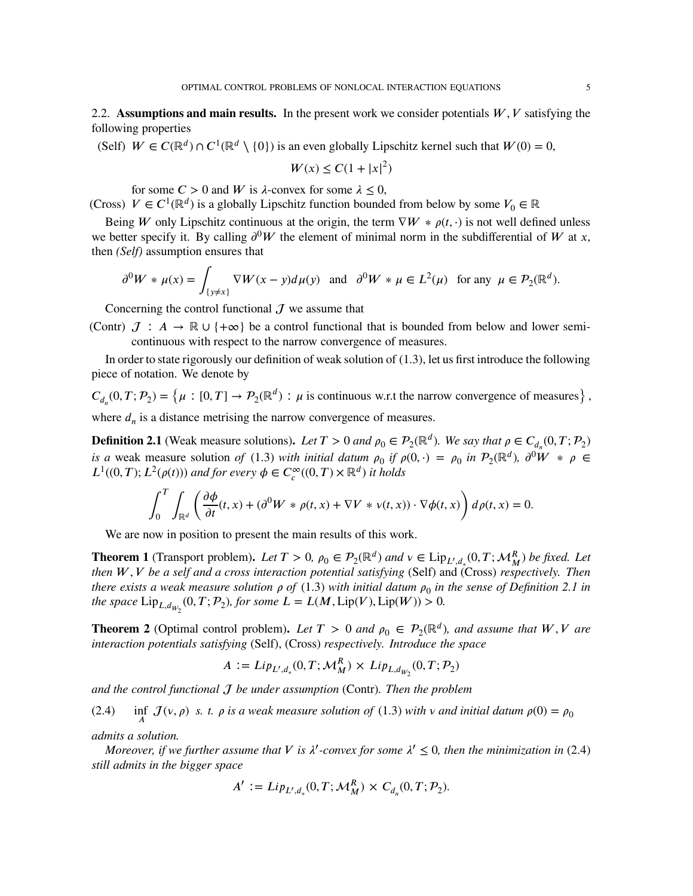### 2.2. Assumptions and main results.

In the present work we consider potentials $W, V$ satisfying the following properties

(Self) $W \in C(\mathbb{R}^d) \cap C^1(\mathbb{R}^d \setminus \{0\})$ is an even globally Lipschitz kernel such that $W(0) = 0$,

$$W(x) \leq C(1 + |x|^2)$$

for some $C > 0$ and $W$ is $\lambda$-convex for some $\lambda \leq 0$,

(Cross) $V \in C^1(\mathbb{R}^d)$ is a globally Lipschitz function bounded from below by some $V_0 \in \mathbb{R}$

Being $W$ only Lipschitz continuous at the origin, the term $\nabla W * \rho(t, \cdot)$ is not well defined unless we better specify it. By calling $\partial^0 W$ the element of minimal norm in the subdifferential of $W$ at $x$, then *(Self)* assumption ensures that

$$\partial^0 W * \mu(x) = \int_{\{y \neq x\}} \nabla W(x - y) d\mu(y) \quad \text{and} \quad \partial^0 W * \mu \in L^2(\mu) \quad \text{for any} \quad \mu \in \mathcal{P}_2(\mathbb{R}^d).$$

Concerning the control functional $\mathcal{J}$ we assume that

(Contr) $\mathcal{J} : A \to \mathbb{R} \cup \{+\infty\}$ be a control functional that is bounded from below and lower semi-continuous with respect to the narrow convergence of measures.

In order to state rigorously our definition of weak solution of (1.3), let us first introduce the following piece of notation. We denote by

$$C_{d_n}(0, T; \mathcal{P}_2) = \left\{ \mu : [0, T] \to \mathcal{P}_2(\mathbb{R}^d) : \mu \text{ is continuous w.r.t the narrow convergence of measures} \right\},$$

where $d_n$ is a distance metrising the narrow convergence of measures.

**Definition 2.1** (Weak measure solutions). *Let $T > 0$ and $\rho_0 \in \mathcal{P}_2(\mathbb{R}^d)$. We say that $\rho \in C_{d_n}(0, T; \mathcal{P}_2)$ is a* weak measure solution *of* (1.3) *with initial datum $\rho_0$ if $\rho(0, \cdot) = \rho_0$ in $\mathcal{P}_2(\mathbb{R}^d)$, $\partial^0 W * \rho \in L^1((0, T); L^2(\rho(t)))$ and for every $\phi \in C_c^\infty((0, T) \times \mathbb{R}^d)$ it holds*

$$\int_0^T \int_{\mathbb{R}^d} \left( \frac{\partial \phi}{\partial t}(t, x) + (\partial^0 W * \rho(t, x) + \nabla V * \nu(t, x)) \cdot \nabla \phi(t, x) \right) d\rho(t, x) = 0.$$

We are now in position to present the main results of this work.

**Theorem 1** (Transport problem). *Let $T > 0$, $\rho_0 \in \mathcal{P}_2(\mathbb{R}^d)$ and $\nu \in \mathrm{Lip}_{L', d_*}(0, T; \mathcal{M}_M^R)$ be fixed. Let then $W, V$ be a self and a cross interaction potential satisfying* (Self) *and* (Cross) *respectively. Then there exists a weak measure solution $\rho$ of* (1.3) *with initial datum $\rho_0$ in the sense of Definition 2.1 in the space $\mathrm{Lip}_{L, d_{W_2}}(0, T; \mathcal{P}_2)$, for some $L = L(M, \mathrm{Lip}(V), \mathrm{Lip}(W)) > 0$.*

**Theorem 2** (Optimal control problem). *Let $T > 0$ and $\rho_0 \in \mathcal{P}_2(\mathbb{R}^d)$, and assume that $W, V$ are interaction potentials satisfying* (Self), (Cross) *respectively. Introduce the space*

$$A := Lip_{L', d_*}(0, T; \mathcal{M}_M^R) \times Lip_{L, d_{W_2}}(0, T; \mathcal{P}_2)$$

*and the control functional $\mathcal{J}$ be under assumption* (Contr). *Then the problem*

$$\inf_A \mathcal{J}(\nu, \rho) \;\; s.\ t.\ \rho \text{ is a weak measure solution of } (1.3) \text{ with } \nu \text{ and initial datum } \rho(0) = \rho_0 \tag{2.4}$$

*admits a solution.*

*Moreover, if we further assume that $V$ is $\lambda'$-convex for some $\lambda' \leq 0$, then the minimization in* (2.4) *still admits in the bigger space*

$$A' := Lip_{L', d_*}(0, T; \mathcal{M}_M^R) \times C_{d_n}(0, T; \mathcal{P}_2).$$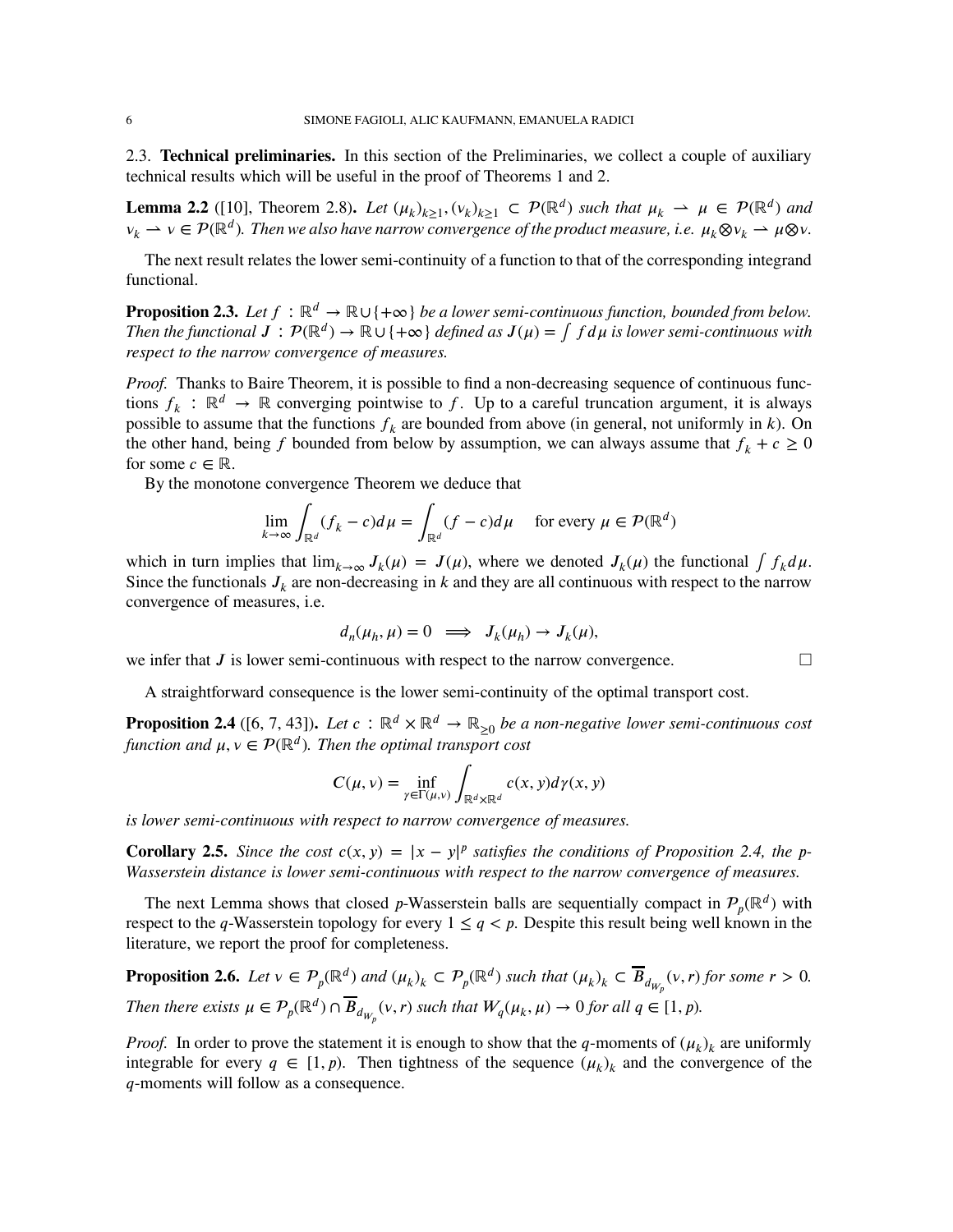2.3. **Technical preliminaries.** In this section of the Preliminaries, we collect a couple of auxiliary technical results which will be useful in the proof of Theorems 1 and 2.

**Lemma 2.2** ([10], Theorem 2.8)**.** *Let $(\mu_k)_{k\geq 1}, (\nu_k)_{k\geq 1} \subset \mathcal{P}(\mathbb{R}^d)$ such that $\mu_k \rightharpoonup \mu \in \mathcal{P}(\mathbb{R}^d)$ and $\nu_k \rightharpoonup \nu \in \mathcal{P}(\mathbb{R}^d)$. Then we also have narrow convergence of the product measure, i.e. $\mu_k \otimes \nu_k \rightharpoonup \mu \otimes \nu$.*

The next result relates the lower semi-continuity of a function to that of the corresponding integrand functional.

**Proposition 2.3.** *Let $f : \mathbb{R}^d \to \mathbb{R} \cup \{+\infty\}$ be a lower semi-continuous function, bounded from below. Then the functional $J : \mathcal{P}(\mathbb{R}^d) \to \mathbb{R} \cup \{+\infty\}$ defined as $J(\mu) = \int f d\mu$ is lower semi-continuous with respect to the narrow convergence of measures.*

*Proof.* Thanks to Baire Theorem, it is possible to find a non-decreasing sequence of continuous functions $f_k : \mathbb{R}^d \to \mathbb{R}$ converging pointwise to $f$. Up to a careful truncation argument, it is always possible to assume that the functions $f_k$ are bounded from above (in general, not uniformly in $k$). On the other hand, being $f$ bounded from below by assumption, we can always assume that $f_k + c \geq 0$ for some $c \in \mathbb{R}$.

By the monotone convergence Theorem we deduce that

$$\lim_{k\to\infty} \int_{\mathbb{R}^d} (f_k - c) d\mu = \int_{\mathbb{R}^d} (f - c) d\mu \quad \text{for every } \mu \in \mathcal{P}(\mathbb{R}^d)$$

which in turn implies that $\lim_{k\to\infty} J_k(\mu) = J(\mu)$, where we denoted $J_k(\mu)$ the functional $\int f_k d\mu$. Since the functionals $J_k$ are non-decreasing in $k$ and they are all continuous with respect to the narrow convergence of measures, i.e.

$$d_n(\mu_h, \mu) = 0 \implies J_k(\mu_h) \to J_k(\mu),$$

we infer that $J$ is lower semi-continuous with respect to the narrow convergence. $\square$

A straightforward consequence is the lower semi-continuity of the optimal transport cost.

**Proposition 2.4** ([6, 7, 43])**.** *Let $c : \mathbb{R}^d \times \mathbb{R}^d \to \mathbb{R}_{\geq 0}$ be a non-negative lower semi-continuous cost function and $\mu, \nu \in \mathcal{P}(\mathbb{R}^d)$. Then the optimal transport cost*

$$C(\mu, \nu) = \inf_{\gamma \in \Gamma(\mu,\nu)} \int_{\mathbb{R}^d \times \mathbb{R}^d} c(x, y) d\gamma(x, y)$$

*is lower semi-continuous with respect to narrow convergence of measures.*

**Corollary 2.5.** *Since the cost $c(x, y) = |x - y|^p$ satisfies the conditions of Proposition 2.4, the $p$-Wasserstein distance is lower semi-continuous with respect to the narrow convergence of measures.*

The next Lemma shows that closed $p$-Wasserstein balls are sequentially compact in $\mathcal{P}_p(\mathbb{R}^d)$ with respect to the $q$-Wasserstein topology for every $1 \leq q < p$. Despite this result being well known in the literature, we report the proof for completeness.

**Proposition 2.6.** *Let $\nu \in \mathcal{P}_p(\mathbb{R}^d)$ and $(\mu_k)_k \subset \mathcal{P}_p(\mathbb{R}^d)$ such that $(\mu_k)_k \subset \overline{B}_{d_{W_p}}(\nu, r)$ for some $r > 0$. Then there exists $\mu \in \mathcal{P}_p(\mathbb{R}^d) \cap \overline{B}_{d_{W_p}}(\nu, r)$ such that $W_q(\mu_k, \mu) \to 0$ for all $q \in [1, p)$.*

*Proof.* In order to prove the statement it is enough to show that the $q$-moments of $(\mu_k)_k$ are uniformly integrable for every $q \in [1, p)$. Then tightness of the sequence $(\mu_k)_k$ and the convergence of the $q$-moments will follow as a consequence.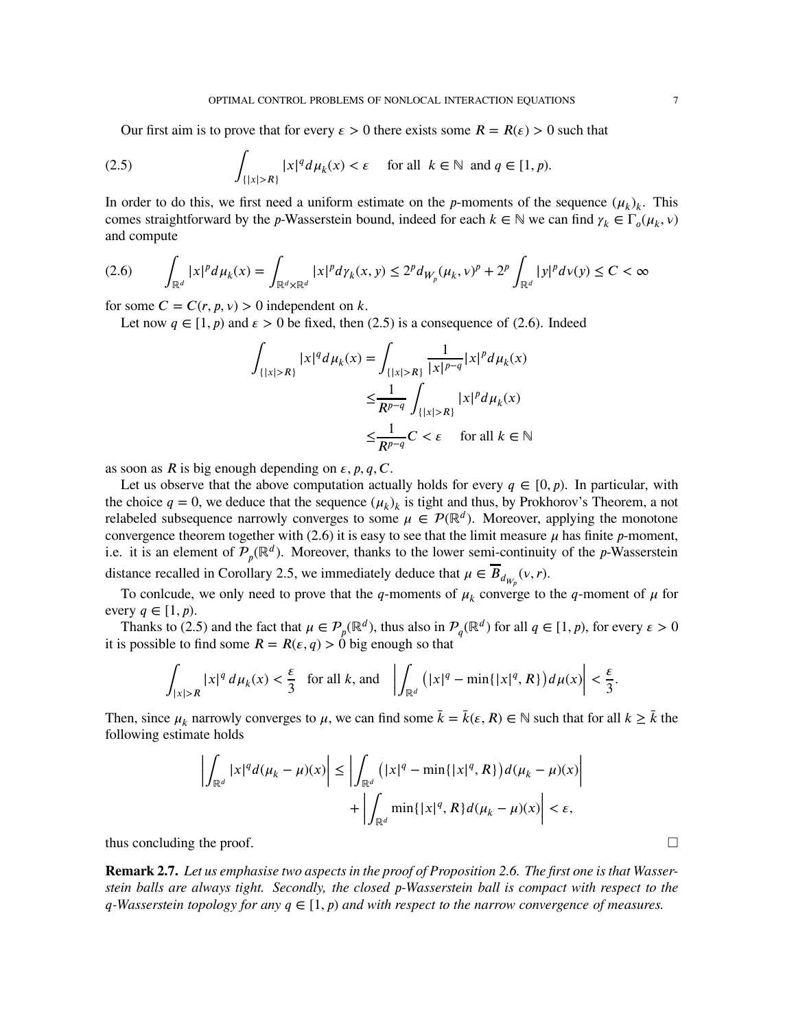Our first aim is to prove that for every $\varepsilon > 0$ there exists some $R = R(\varepsilon) > 0$ such that

$$\int_{\{|x|>R\}} |x|^q d\mu_k(x) < \varepsilon \quad \text{for all } k \in \mathbb{N} \text{ and } q \in [1, p). \tag{2.5}$$

In order to do this, we first need a uniform estimate on the $p$-moments of the sequence $(\mu_k)_k$. This comes straightforward by the $p$-Wasserstein bound, indeed for each $k \in \mathbb{N}$ we can find $\gamma_k \in \Gamma_o(\mu_k, \nu)$ and compute

$$\int_{\mathbb{R}^d} |x|^p d\mu_k(x) = \int_{\mathbb{R}^d \times \mathbb{R}^d} |x|^p d\gamma_k(x, y) \leq 2^p d_{W_p}(\mu_k, \nu)^p + 2^p \int_{\mathbb{R}^d} |y|^p d\nu(y) \leq C < \infty \tag{2.6}$$

for some $C = C(r, p, \nu) > 0$ independent on $k$.

Let now $q \in [1, p)$ and $\varepsilon > 0$ be fixed, then (2.5) is a consequence of (2.6). Indeed

$$\begin{aligned}
\int_{\{|x|>R\}} |x|^q d\mu_k(x) &= \int_{\{|x|>R\}} \frac{1}{|x|^{p-q}} |x|^p d\mu_k(x) \\
&\leq \frac{1}{R^{p-q}} \int_{\{|x|>R\}} |x|^p d\mu_k(x) \\
&\leq \frac{1}{R^{p-q}} C < \varepsilon \quad \text{for all } k \in \mathbb{N}
\end{aligned}$$

as soon as $R$ is big enough depending on $\varepsilon, p, q, C$.

Let us observe that the above computation actually holds for every $q \in [0, p)$. In particular, with the choice $q = 0$, we deduce that the sequence $(\mu_k)_k$ is tight and thus, by Prokhorov's Theorem, a not relabeled subsequence narrowly converges to some $\mu \in \mathcal{P}(\mathbb{R}^d)$. Moreover, applying the monotone convergence theorem together with (2.6) it is easy to see that the limit measure $\mu$ has finite $p$-moment, i.e. it is an element of $\mathcal{P}_p(\mathbb{R}^d)$. Moreover, thanks to the lower semi-continuity of the $p$-Wasserstein distance recalled in Corollary 2.5, we immediately deduce that $\mu \in \overline{B}_{d_{W_p}}(\nu, r)$.

To conlcude, we only need to prove that the $q$-moments of $\mu_k$ converge to the $q$-moment of $\mu$ for every $q \in [1, p)$.

Thanks to (2.5) and the fact that $\mu \in \mathcal{P}_p(\mathbb{R}^d)$, thus also in $\mathcal{P}_q(\mathbb{R}^d)$ for all $q \in [1, p)$, for every $\varepsilon > 0$ it is possible to find some $R = R(\varepsilon, q) > 0$ big enough so that

$$\int_{|x|>R} |x|^q \, d\mu_k(x) < \frac{\varepsilon}{3} \quad \text{for all } k, \text{ and} \quad \left| \int_{\mathbb{R}^d} \left( |x|^q - \min\{|x|^q, R\} \right) d\mu(x) \right| < \frac{\varepsilon}{3}.$$

Then, since $\mu_k$ narrowly converges to $\mu$, we can find some $\bar{k} = \bar{k}(\varepsilon, R) \in \mathbb{N}$ such that for all $k \geq \bar{k}$ the following estimate holds

$$\begin{aligned}
\left| \int_{\mathbb{R}^d} |x|^q d(\mu_k - \mu)(x) \right| \leq& \left| \int_{\mathbb{R}^d} \left( |x|^q - \min\{|x|^q, R\} \right) d(\mu_k - \mu)(x) \right| \\
&+ \left| \int_{\mathbb{R}^d} \min\{|x|^q, R\} d(\mu_k - \mu)(x) \right| < \varepsilon,
\end{aligned}$$

thus concluding the proof. □

**Remark 2.7.** *Let us emphasise two aspects in the proof of Proposition 2.6. The first one is that Wasserstein balls are always tight. Secondly, the closed $p$-Wasserstein ball is compact with respect to the $q$-Wasserstein topology for any $q \in [1, p)$ and with respect to the narrow convergence of measures.*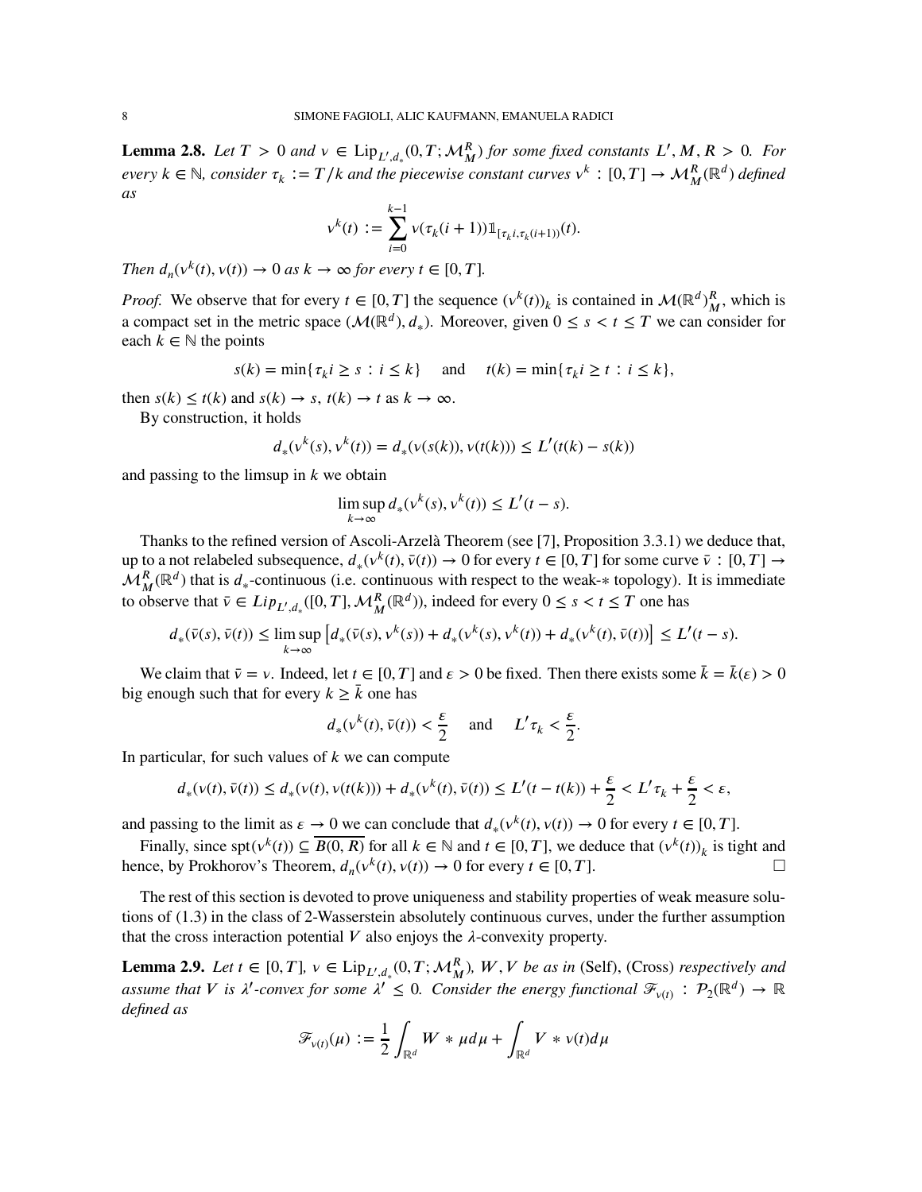**Lemma 2.8.** *Let $T > 0$ and $\nu \in \mathrm{Lip}_{L',d_*}(0,T;\mathcal{M}_M^R)$ for some fixed constants $L', M, R > 0$. For every $k \in \mathbb{N}$, consider $\tau_k := T/k$ and the piecewise constant curves $\nu^k : [0,T] \to \mathcal{M}_M^R(\mathbb{R}^d)$ defined as*

$$\nu^k(t) := \sum_{i=0}^{k-1} \nu(\tau_k(i+1))\mathbb{1}_{[\tau_k i, \tau_k(i+1))}(t).$$

*Then $d_n(\nu^k(t), \nu(t)) \to 0$ as $k \to \infty$ for every $t \in [0,T]$.*

*Proof.* We observe that for every $t \in [0,T]$ the sequence $(\nu^k(t))_k$ is contained in $\mathcal{M}(\mathbb{R}^d)_M^R$, which is a compact set in the metric space $(\mathcal{M}(\mathbb{R}^d), d_*)$. Moreover, given $0 \le s < t \le T$ we can consider for each $k \in \mathbb{N}$ the points

$$s(k) = \min\{\tau_k i \ge s : i \le k\} \quad \text{and} \quad t(k) = \min\{\tau_k i \ge t : i \le k\},$$

then $s(k) \le t(k)$ and $s(k) \to s$, $t(k) \to t$ as $k \to \infty$.

By construction, it holds

$$d_*(\nu^k(s), \nu^k(t)) = d_*(\nu(s(k)), \nu(t(k))) \le L'(t(k) - s(k))$$

and passing to the limsup in $k$ we obtain

$$\limsup_{k\to\infty} d_*(\nu^k(s), \nu^k(t)) \le L'(t-s).$$

Thanks to the refined version of Ascoli-Arzelà Theorem (see [7], Proposition 3.3.1) we deduce that, up to a not relabeled subsequence, $d_*(\nu^k(t), \bar{\nu}(t)) \to 0$ for every $t \in [0,T]$ for some curve $\bar{\nu} : [0,T] \to \mathcal{M}_M^R(\mathbb{R}^d)$ that is $d_*$-continuous (i.e. continuous with respect to the weak-$*$ topology). It is immediate to observe that $\bar{\nu} \in Lip_{L',d_*}([0,T], \mathcal{M}_M^R(\mathbb{R}^d))$, indeed for every $0 \le s < t \le T$ one has

$$d_*(\bar{\nu}(s), \bar{\nu}(t)) \le \limsup_{k\to\infty} \left[ d_*(\bar{\nu}(s), \nu^k(s)) + d_*(\nu^k(s), \nu^k(t)) + d_*(\nu^k(t), \bar{\nu}(t)) \right] \le L'(t-s).$$

We claim that $\bar{\nu} = \nu$. Indeed, let $t \in [0,T]$ and $\varepsilon > 0$ be fixed. Then there exists some $\bar{k} = \bar{k}(\varepsilon) > 0$ big enough such that for every $k \ge \bar{k}$ one has

$$d_*(\nu^k(t), \bar{\nu}(t)) < \frac{\varepsilon}{2} \quad \text{and} \quad L'\tau_k < \frac{\varepsilon}{2}.$$

In particular, for such values of $k$ we can compute

$$d_*(\nu(t), \bar{\nu}(t)) \le d_*(\nu(t), \nu(t(k))) + d_*(\nu^k(t), \bar{\nu}(t)) \le L'(t - t(k)) + \frac{\varepsilon}{2} < L'\tau_k + \frac{\varepsilon}{2} < \varepsilon,$$

and passing to the limit as $\varepsilon \to 0$ we can conclude that $d_*(\nu^k(t), \nu(t)) \to 0$ for every $t \in [0,T]$.

Finally, since $\mathrm{spt}(\nu^k(t)) \subseteq \overline{B(0,R)}$ for all $k \in \mathbb{N}$ and $t \in [0,T]$, we deduce that $(\nu^k(t))_k$ is tight and hence, by Prokhorov's Theorem, $d_n(\nu^k(t), \nu(t)) \to 0$ for every $t \in [0,T]$. □

The rest of this section is devoted to prove uniqueness and stability properties of weak measure solutions of (1.3) in the class of 2-Wasserstein absolutely continuous curves, under the further assumption that the cross interaction potential $V$ also enjoys the $\lambda$-convexity property.

**Lemma 2.9.** *Let $t \in [0,T]$, $\nu \in \mathrm{Lip}_{L',d_*}(0,T;\mathcal{M}_M^R)$, $W, V$ be as in* (Self), (Cross) *respectively and assume that $V$ is $\lambda'$-convex for some $\lambda' \le 0$. Consider the energy functional $\mathcal{F}_{\nu(t)} : \mathcal{P}_2(\mathbb{R}^d) \to \mathbb{R}$ defined as*

$$\mathcal{F}_{\nu(t)}(\mu) := \frac{1}{2}\int_{\mathbb{R}^d} W * \mu d\mu + \int_{\mathbb{R}^d} V * \nu(t) d\mu$$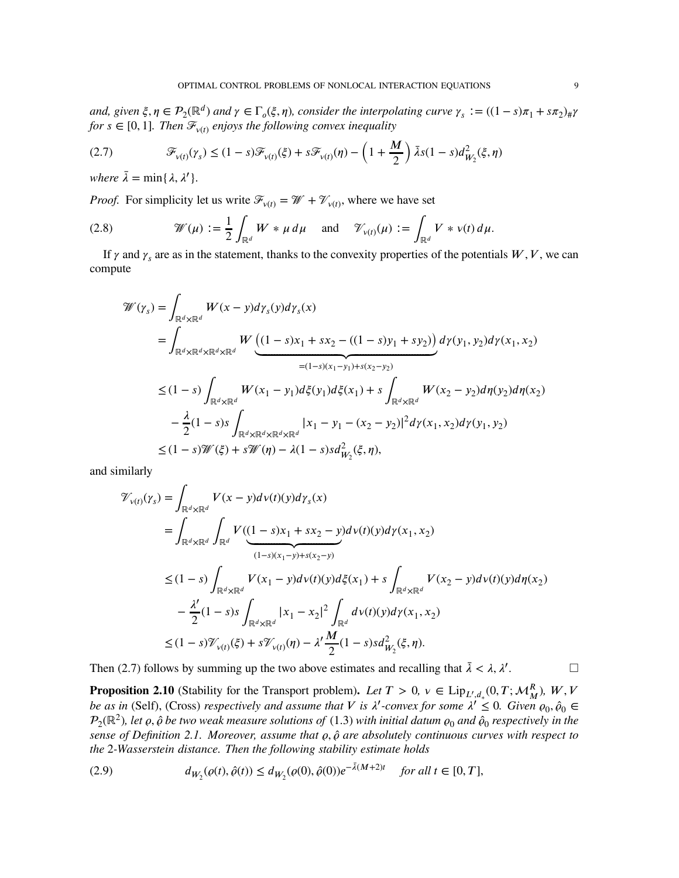*and, given $\xi, \eta \in \mathcal{P}_2(\mathbb{R}^d)$ and $\gamma \in \Gamma_o(\xi, \eta)$, consider the interpolating curve $\gamma_s := ((1-s)\pi_1 + s\pi_2)_\# \gamma$ for $s \in [0,1]$. Then $\mathscr{F}_{\nu(t)}$ enjoys the following convex inequality*

$$\mathscr{F}_{\nu(t)}(\gamma_s) \leq (1-s)\mathscr{F}_{\nu(t)}(\xi) + s\mathscr{F}_{\nu(t)}(\eta) - \left(1 + \frac{M}{2}\right)\bar{\lambda} s(1-s) d^2_{W_2}(\xi, \eta) \tag{2.7}$$

*where $\bar{\lambda} = \min\{\lambda, \lambda'\}$.*

*Proof.* For simplicity let us write $\mathscr{F}_{\nu(t)} = \mathscr{W} + \mathscr{V}_{\nu(t)}$, where we have set

$$\mathscr{W}(\mu) := \frac{1}{2}\int_{\mathbb{R}^d} W * \mu \, d\mu \quad \text{and} \quad \mathscr{V}_{\nu(t)}(\mu) := \int_{\mathbb{R}^d} V * \nu(t)\, d\mu. \tag{2.8}$$

If $\gamma$ and $\gamma_s$ are as in the statement, thanks to the convexity properties of the potentials $W, V$, we can compute

$$\begin{aligned}
\mathscr{W}(\gamma_s) &= \int_{\mathbb{R}^d \times \mathbb{R}^d} W(x-y) d\gamma_s(y) d\gamma_s(x) \\
&= \int_{\mathbb{R}^d \times \mathbb{R}^d \times \mathbb{R}^d \times \mathbb{R}^d} W\underbrace{\left((1-s)x_1 + sx_2 - ((1-s)y_1 + sy_2)\right)}_{=(1-s)(x_1-y_1)+s(x_2-y_2)} d\gamma(y_1,y_2) d\gamma(x_1,x_2) \\
&\leq (1-s)\int_{\mathbb{R}^d \times \mathbb{R}^d} W(x_1-y_1) d\xi(y_1) d\xi(x_1) + s\int_{\mathbb{R}^d \times \mathbb{R}^d} W(x_2-y_2) d\eta(y_2) d\eta(x_2) \\
&\quad - \frac{\lambda}{2}(1-s)s \int_{\mathbb{R}^d \times \mathbb{R}^d \times \mathbb{R}^d \times \mathbb{R}^d} |x_1 - y_1 - (x_2 - y_2)|^2 d\gamma(x_1,x_2) d\gamma(y_1,y_2) \\
&\leq (1-s)\mathscr{W}(\xi) + s\mathscr{W}(\eta) - \lambda(1-s)s d^2_{W_2}(\xi,\eta),
\end{aligned}$$

and similarly

$$\begin{aligned}
\mathscr{V}_{\nu(t)}(\gamma_s) &= \int_{\mathbb{R}^d \times \mathbb{R}^d} V(x-y) d\nu(t)(y) d\gamma_s(x) \\
&= \int_{\mathbb{R}^d \times \mathbb{R}^d} \int_{\mathbb{R}^d} V\underbrace{((1-s)x_1 + sx_2 - y)}_{(1-s)(x_1-y)+s(x_2-y)} d\nu(t)(y) d\gamma(x_1,x_2) \\
&\leq (1-s)\int_{\mathbb{R}^d \times \mathbb{R}^d} V(x_1-y) d\nu(t)(y) d\xi(x_1) + s\int_{\mathbb{R}^d \times \mathbb{R}^d} V(x_2-y) d\nu(t)(y) d\eta(x_2) \\
&\quad - \frac{\lambda'}{2}(1-s)s \int_{\mathbb{R}^d \times \mathbb{R}^d} |x_1 - x_2|^2 \int_{\mathbb{R}^d} d\nu(t)(y) d\gamma(x_1,x_2) \\
&\leq (1-s)\mathscr{V}_{\nu(t)}(\xi) + s\mathscr{V}_{\nu(t)}(\eta) - \lambda'\frac{M}{2}(1-s)s d^2_{W_2}(\xi,\eta).
\end{aligned}$$

Then (2.7) follows by summing up the two above estimates and recalling that $\bar{\lambda} < \lambda, \lambda'$. $\square$

**Proposition 2.10** (Stability for the Transport problem)**.** *Let $T > 0$, $\nu \in \mathrm{Lip}_{L', d_*}(0, T; \mathcal{M}^R_M)$, $W, V$ be as in* (Self), (Cross) *respectively and assume that $V$ is $\lambda'$-convex for some $\lambda' \leq 0$. Given $\varrho_0, \hat{\varrho}_0 \in \mathcal{P}_2(\mathbb{R}^2)$, let $\varrho, \hat{\varrho}$ be two weak measure solutions of* (1.3) *with initial datum $\varrho_0$ and $\hat{\varrho}_0$ respectively in the sense of Definition 2.1. Moreover, assume that $\varrho, \hat{\varrho}$ are absolutely continuous curves with respect to the 2-Wasserstein distance. Then the following stability estimate holds*

$$d_{W_2}(\varrho(t), \hat{\varrho}(t)) \leq d_{W_2}(\varrho(0), \hat{\varrho}(0)) e^{-\bar{\lambda}(M+2)t} \quad \text{for all } t \in [0, T], \tag{2.9}$$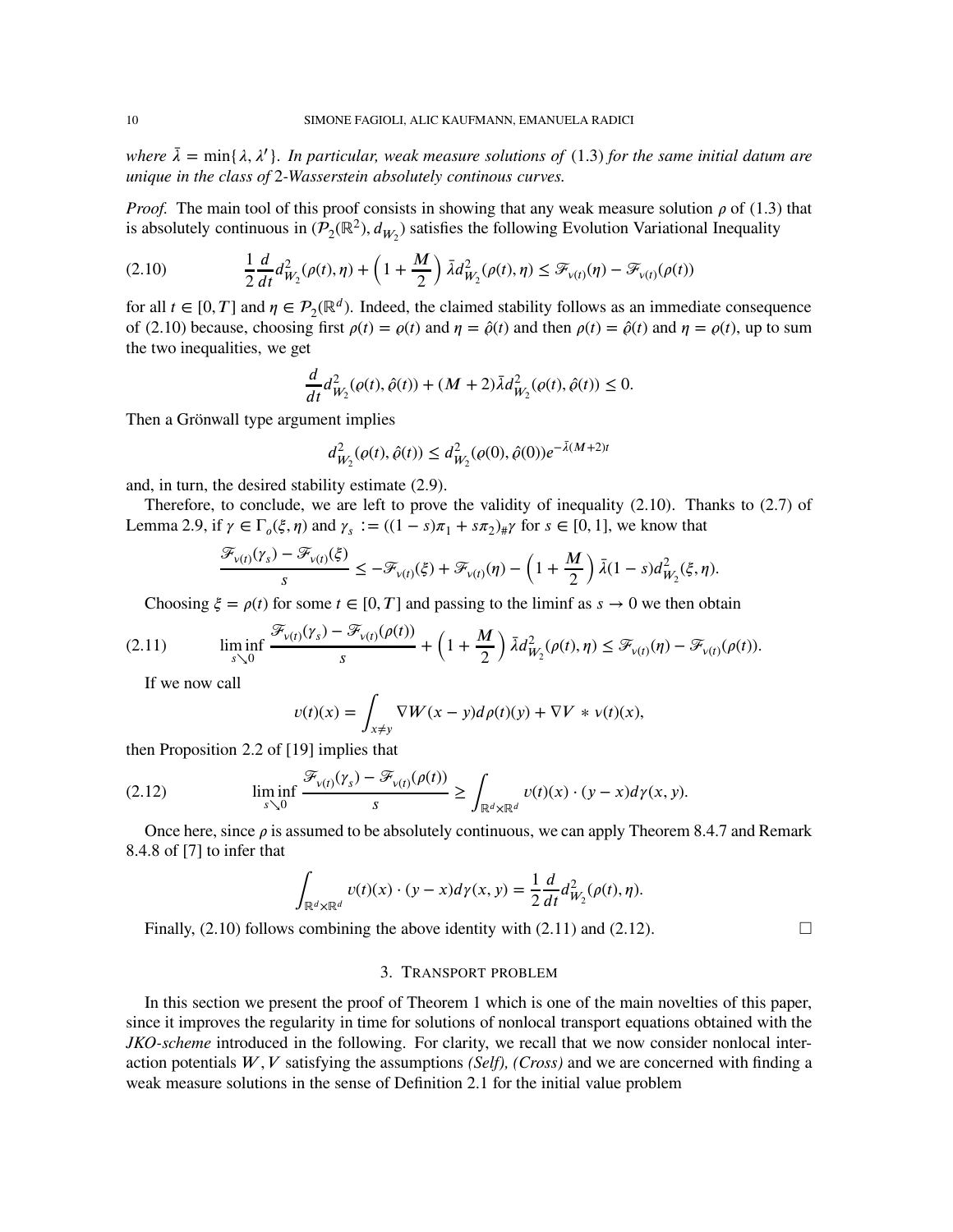*where $\bar{\lambda} = \min\{\lambda, \lambda'\}$. In particular, weak measure solutions of* (1.3) *for the same initial datum are unique in the class of* 2*-Wasserstein absolutely continous curves.*

*Proof.* The main tool of this proof consists in showing that any weak measure solution $\rho$ of (1.3) that is absolutely continuous in $(\mathcal{P}_2(\mathbb{R}^2), d_{W_2})$ satisfies the following Evolution Variational Inequality

$$
\frac{1}{2}\frac{d}{dt}d^2_{W_2}(\rho(t),\eta) + \left(1+\frac{M}{2}\right)\bar{\lambda}d^2_{W_2}(\rho(t),\eta) \leq \mathscr{F}_{\nu(t)}(\eta) - \mathscr{F}_{\nu(t)}(\rho(t)) \tag{2.10}
$$

for all $t \in [0,T]$ and $\eta \in \mathcal{P}_2(\mathbb{R}^d)$. Indeed, the claimed stability follows as an immediate consequence of (2.10) because, choosing first $\rho(t) = \varrho(t)$ and $\eta = \hat{\varrho}(t)$ and then $\rho(t) = \hat{\varrho}(t)$ and $\eta = \varrho(t)$, up to sum the two inequalities, we get

$$
\frac{d}{dt}d^2_{W_2}(\varrho(t),\hat{\varrho}(t)) + (M+2)\bar{\lambda}d^2_{W_2}(\varrho(t),\hat{\varrho}(t)) \leq 0.
$$

Then a Grönwall type argument implies

$$
d^2_{W_2}(\varrho(t),\hat{\varrho}(t)) \leq d^2_{W_2}(\varrho(0),\hat{\varrho}(0))e^{-\bar{\lambda}(M+2)t}
$$

and, in turn, the desired stability estimate (2.9).

Therefore, to conclude, we are left to prove the validity of inequality (2.10). Thanks to (2.7) of Lemma 2.9, if $\gamma \in \Gamma_o(\xi,\eta)$ and $\gamma_s := ((1-s)\pi_1 + s\pi_2)_\#\gamma$ for $s \in [0,1]$, we know that

$$
\frac{\mathscr{F}_{\nu(t)}(\gamma_s) - \mathscr{F}_{\nu(t)}(\xi)}{s} \leq -\mathscr{F}_{\nu(t)}(\xi) + \mathscr{F}_{\nu(t)}(\eta) - \left(1+\frac{M}{2}\right)\bar{\lambda}(1-s)d^2_{W_2}(\xi,\eta).
$$

Choosing $\xi = \rho(t)$ for some $t \in [0,T]$ and passing to the liminf as $s \to 0$ we then obtain

$$
\liminf_{s\searrow 0}\frac{\mathscr{F}_{\nu(t)}(\gamma_s) - \mathscr{F}_{\nu(t)}(\rho(t))}{s} + \left(1+\frac{M}{2}\right)\bar{\lambda}d^2_{W_2}(\rho(t),\eta) \leq \mathscr{F}_{\nu(t)}(\eta) - \mathscr{F}_{\nu(t)}(\rho(t)). \tag{2.11}
$$

If we now call

$$
v(t)(x) = \int_{x\neq y}\nabla W(x-y)d\rho(t)(y) + \nabla V * \nu(t)(x),
$$

then Proposition 2.2 of [19] implies that

$$
\liminf_{s\searrow 0}\frac{\mathscr{F}_{\nu(t)}(\gamma_s) - \mathscr{F}_{\nu(t)}(\rho(t))}{s} \geq \int_{\mathbb{R}^d\times\mathbb{R}^d} v(t)(x)\cdot(y-x)d\gamma(x,y). \tag{2.12}
$$

Once here, since $\rho$ is assumed to be absolutely continuous, we can apply Theorem 8.4.7 and Remark 8.4.8 of [7] to infer that

$$
\int_{\mathbb{R}^d\times\mathbb{R}^d} v(t)(x)\cdot(y-x)d\gamma(x,y) = \frac{1}{2}\frac{d}{dt}d^2_{W_2}(\rho(t),\eta).
$$

Finally, (2.10) follows combining the above identity with (2.11) and (2.12). □

## 3. Transport problem

In this section we present the proof of Theorem 1 which is one of the main novelties of this paper, since it improves the regularity in time for solutions of nonlocal transport equations obtained with the *JKO-scheme* introduced in the following. For clarity, we recall that we now consider nonlocal interaction potentials $W, V$ satisfying the assumptions *(Self), (Cross)* and we are concerned with finding a weak measure solutions in the sense of Definition 2.1 for the initial value problem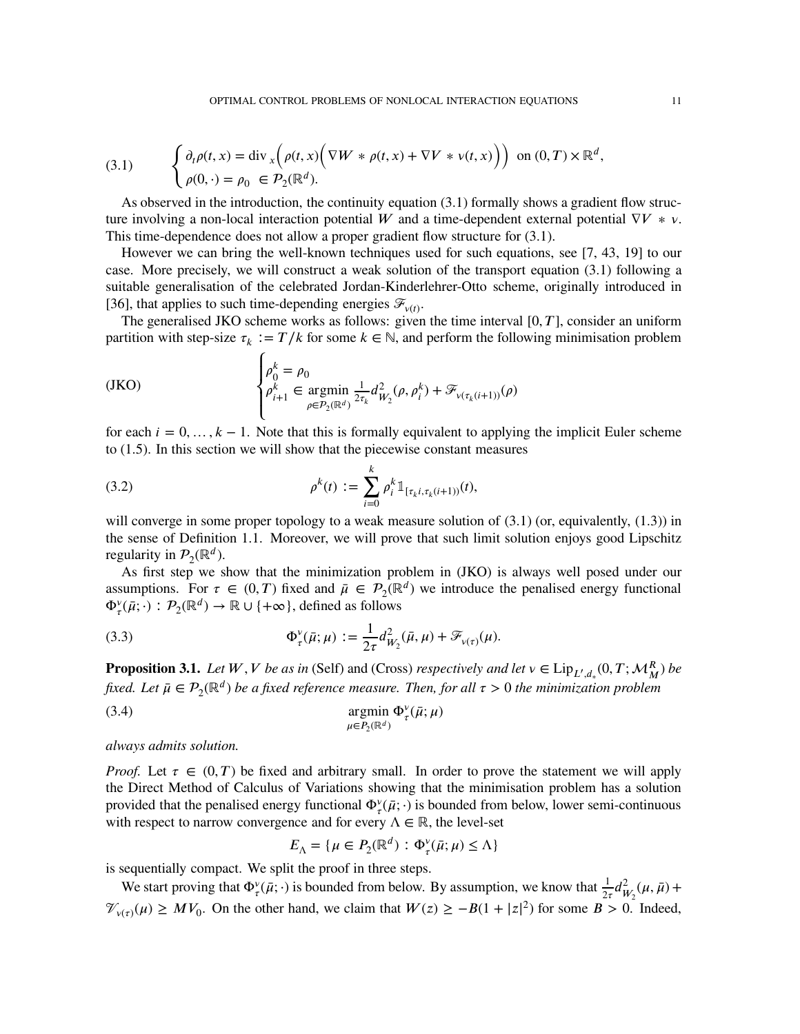$$
\begin{cases} \partial_t \rho(t,x) = \operatorname{div}_x\Big(\rho(t,x)\Big(\nabla W * \rho(t,x) + \nabla V * \nu(t,x)\Big)\Big) & \text{on } (0,T)\times\mathbb{R}^d, \\ \rho(0,\cdot) = \rho_0 \in \mathcal{P}_2(\mathbb{R}^d). \end{cases} \tag{3.1}
$$

As observed in the introduction, the continuity equation (3.1) formally shows a gradient flow structure involving a non-local interaction potential $W$ and a time-dependent external potential $\nabla V * \nu$. This time-dependence does not allow a proper gradient flow structure for (3.1).

However we can bring the well-known techniques used for such equations, see [7, 43, 19] to our case. More precisely, we will construct a weak solution of the transport equation (3.1) following a suitable generalisation of the celebrated Jordan-Kinderlehrer-Otto scheme, originally introduced in [36], that applies to such time-depending energies $\mathscr{F}_{\nu(t)}$.

The generalised JKO scheme works as follows: given the time interval $[0,T]$, consider an uniform partition with step-size $\tau_k := T/k$ for some $k \in \mathbb{N}$, and perform the following minimisation problem

$$
\begin{cases} \rho_0^k = \rho_0 \\ \rho_{i+1}^k \in \underset{\rho\in\mathcal{P}_2(\mathbb{R}^d)}{\operatorname{argmin}} \frac{1}{2\tau_k} d^2_{W_2}(\rho, \rho_i^k) + \mathscr{F}_{\nu(\tau_k(i+1))}(\rho) \end{cases} \tag{JKO}
$$

for each $i = 0, \dots, k-1$. Note that this is formally equivalent to applying the implicit Euler scheme to (1.5). In this section we will show that the piecewise constant measures

$$
\rho^k(t) := \sum_{i=0}^{k} \rho_i^k \mathbb{1}_{[\tau_k i, \tau_k(i+1))}(t), \tag{3.2}
$$

will converge in some proper topology to a weak measure solution of (3.1) (or, equivalently, (1.3)) in the sense of Definition 1.1. Moreover, we will prove that such limit solution enjoys good Lipschitz regularity in $\mathcal{P}_2(\mathbb{R}^d)$.

As first step we show that the minimization problem in (JKO) is always well posed under our assumptions. For $\tau \in (0,T)$ fixed and $\bar\mu \in \mathcal{P}_2(\mathbb{R}^d)$ we introduce the penalised energy functional $\Phi_\tau^\nu(\bar\mu;\cdot) : \mathcal{P}_2(\mathbb{R}^d) \to \mathbb{R}\cup\{+\infty\}$, defined as follows

$$
\Phi_\tau^\nu(\bar\mu;\mu) := \frac{1}{2\tau} d^2_{W_2}(\bar\mu,\mu) + \mathscr{F}_{\nu(\tau)}(\mu). \tag{3.3}
$$

**Proposition 3.1.** *Let $W, V$ be as in* (Self) *and* (Cross) *respectively and let $\nu \in \mathrm{Lip}_{L',d_*}(0,T;\mathcal{M}_M^R)$ be fixed. Let $\bar\mu \in \mathcal{P}_2(\mathbb{R}^d)$ be a fixed reference measure. Then, for all $\tau > 0$ the minimization problem*

$$
\underset{\mu\in P_2(\mathbb{R}^d)}{\operatorname{argmin}}\ \Phi_\tau^\nu(\bar\mu;\mu) \tag{3.4}
$$

*always admits solution.*

*Proof.* Let $\tau \in (0,T)$ be fixed and arbitrary small. In order to prove the statement we will apply the Direct Method of Calculus of Variations showing that the minimisation problem has a solution provided that the penalised energy functional $\Phi_\tau^\nu(\bar\mu;\cdot)$ is bounded from below, lower semi-continuous with respect to narrow convergence and for every $\Lambda \in \mathbb{R}$, the level-set

$$
E_\Lambda = \{\mu \in P_2(\mathbb{R}^d) : \Phi_\tau^\nu(\bar\mu;\mu) \le \Lambda\}
$$

is sequentially compact. We split the proof in three steps.

We start proving that $\Phi_\tau^\nu(\bar\mu;\cdot)$ is bounded from below. By assumption, we know that $\frac{1}{2\tau} d^2_{W_2}(\mu,\bar\mu) + \mathscr{V}_{\nu(\tau)}(\mu) \ge MV_0$. On the other hand, we claim that $W(z) \ge -B(1+|z|^2)$ for some $B > 0$. Indeed,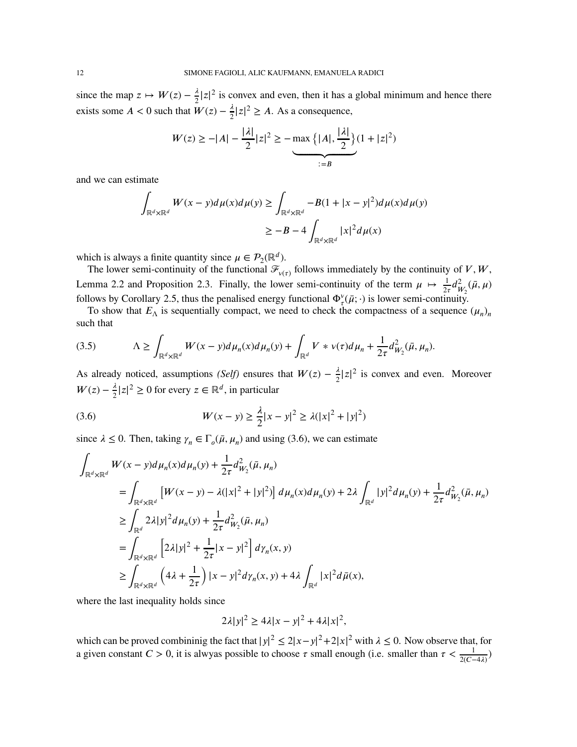since the map $z \mapsto W(z) - \frac{\lambda}{2}|z|^2$ is convex and even, then it has a global minimum and hence there exists some $A < 0$ such that $W(z) - \frac{\lambda}{2}|z|^2 \geq A$. As a consequence,

$$
W(z) \geq -|A| - \frac{|\lambda|}{2}|z|^2 \geq -\underbrace{\max\left\{|A|, \frac{|\lambda|}{2}\right\}}_{:=B}(1+|z|^2)
$$

and we can estimate

$$
\begin{aligned}
\int_{\mathbb{R}^d\times\mathbb{R}^d} W(x-y)d\mu(x)d\mu(y) &\geq \int_{\mathbb{R}^d\times\mathbb{R}^d} -B(1+|x-y|^2)d\mu(x)d\mu(y) \\
&\geq -B - 4\int_{\mathbb{R}^d\times\mathbb{R}^d} |x|^2 d\mu(x)
\end{aligned}
$$

which is always a finite quantity since $\mu \in \mathcal{P}_2(\mathbb{R}^d)$.

The lower semi-continuity of the functional $\mathscr{F}_{\nu(\tau)}$ follows immediately by the continuity of $V, W$, Lemma 2.2 and Proposition 2.3. Finally, the lower semi-continuity of the term $\mu \mapsto \frac{1}{2\tau}d^2_{W_2}(\bar{\mu},\mu)$ follows by Corollary 2.5, thus the penalised energy functional $\Phi^{\nu}_{\tau}(\bar{\mu};\cdot)$ is lower semi-continuity.

To show that $E_\Lambda$ is sequentially compact, we need to check the compactness of a sequence $(\mu_n)_n$ such that

$$
\Lambda \geq \int_{\mathbb{R}^d\times\mathbb{R}^d} W(x-y)d\mu_n(x)d\mu_n(y) + \int_{\mathbb{R}^d} V * \nu(\tau)d\mu_n + \frac{1}{2\tau}d^2_{W_2}(\bar{\mu},\mu_n). \tag{3.5}
$$

As already noticed, assumptions *(Self)* ensures that $W(z) - \frac{\lambda}{2}|z|^2$ is convex and even. Moreover $W(z) - \frac{\lambda}{2}|z|^2 \geq 0$ for every $z \in \mathbb{R}^d$, in particular

$$
W(x-y) \geq \frac{\lambda}{2}|x-y|^2 \geq \lambda(|x|^2+|y|^2) \tag{3.6}
$$

since $\lambda \leq 0$. Then, taking $\gamma_n \in \Gamma_o(\bar{\mu},\mu_n)$ and using (3.6), we can estimate

$$
\begin{aligned}
&\int_{\mathbb{R}^d\times\mathbb{R}^d} W(x-y)d\mu_n(x)d\mu_n(y) + \frac{1}{2\tau}d^2_{W_2}(\bar{\mu},\mu_n) \\
&\quad= \int_{\mathbb{R}^d\times\mathbb{R}^d} \left[W(x-y) - \lambda(|x|^2+|y|^2)\right]d\mu_n(x)d\mu_n(y) + 2\lambda\int_{\mathbb{R}^d}|y|^2 d\mu_n(y) + \frac{1}{2\tau}d^2_{W_2}(\bar{\mu},\mu_n) \\
&\quad\geq \int_{\mathbb{R}^d} 2\lambda|y|^2 d\mu_n(y) + \frac{1}{2\tau}d^2_{W_2}(\bar{\mu},\mu_n) \\
&\quad= \int_{\mathbb{R}^d\times\mathbb{R}^d} \left[2\lambda|y|^2 + \frac{1}{2\tau}|x-y|^2\right]d\gamma_n(x,y) \\
&\quad\geq \int_{\mathbb{R}^d\times\mathbb{R}^d} \left(4\lambda + \frac{1}{2\tau}\right)|x-y|^2 d\gamma_n(x,y) + 4\lambda\int_{\mathbb{R}^d}|x|^2 d\bar{\mu}(x),
\end{aligned}
$$

where the last inequality holds since

$$
2\lambda|y|^2 \geq 4\lambda|x-y|^2 + 4\lambda|x|^2,
$$

which can be proved combininig the fact that $|y|^2 \leq 2|x-y|^2 + 2|x|^2$ with $\lambda \leq 0$. Now observe that, for a given constant $C > 0$, it is alwyas possible to choose $\tau$ small enough (i.e. smaller than $\tau < \frac{1}{2(C-4\lambda)}$)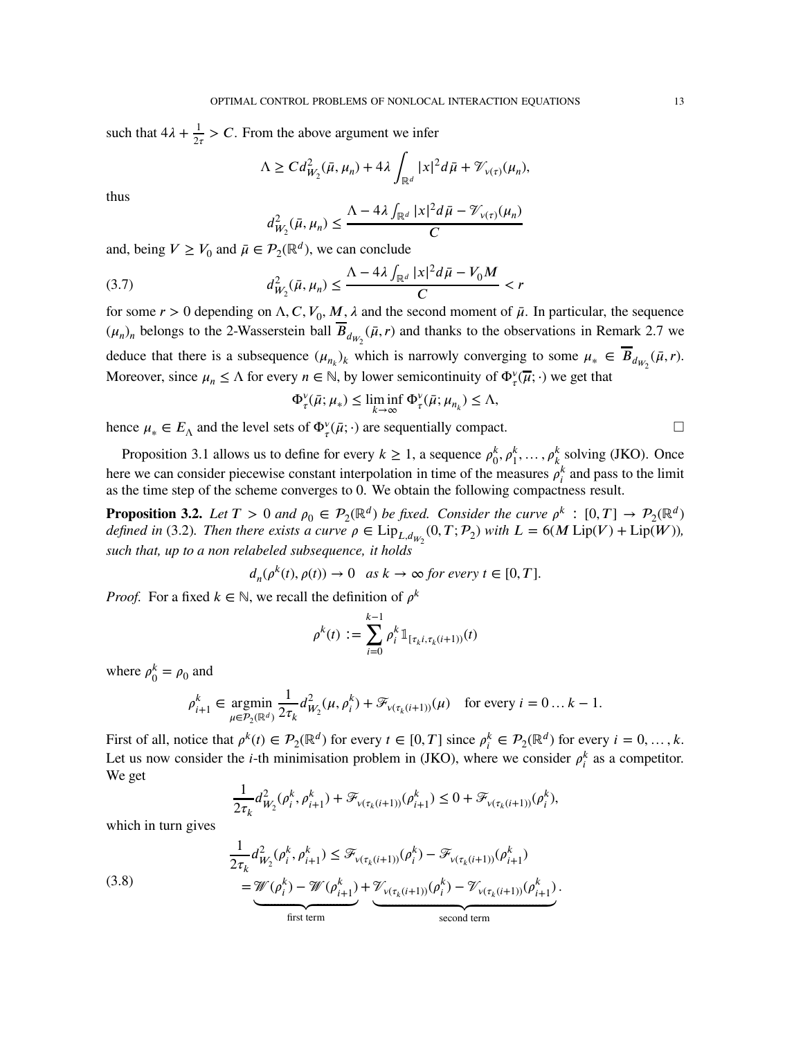such that $4\lambda + \frac{1}{2\tau} > C$. From the above argument we infer

$$\Lambda \geq C d_{W_2}^2(\bar{\mu}, \mu_n) + 4\lambda \int_{\mathbb{R}^d} |x|^2 d\bar{\mu} + \mathscr{V}_{\nu(\tau)}(\mu_n),$$

thus

$$d_{W_2}^2(\bar{\mu}, \mu_n) \leq \frac{\Lambda - 4\lambda \int_{\mathbb{R}^d} |x|^2 d\bar{\mu} - \mathscr{V}_{\nu(\tau)}(\mu_n)}{C}$$

and, being $V \geq V_0$ and $\bar{\mu} \in \mathcal{P}_2(\mathbb{R}^d)$, we can conclude

$$d_{W_2}^2(\bar{\mu}, \mu_n) \leq \frac{\Lambda - 4\lambda \int_{\mathbb{R}^d} |x|^2 d\bar{\mu} - V_0 M}{C} < r \tag{3.7}$$

for some $r > 0$ depending on $\Lambda, C, V_0, M, \lambda$ and the second moment of $\bar{\mu}$. In particular, the sequence $(\mu_n)_n$ belongs to the 2-Wasserstein ball $\overline{B}_{d_{W_2}}(\bar{\mu}, r)$ and thanks to the observations in Remark 2.7 we deduce that there is a subsequence $(\mu_{n_k})_k$ which is narrowly converging to some $\mu_* \in \overline{B}_{d_{W_2}}(\bar{\mu}, r)$. Moreover, since $\mu_n \leq \Lambda$ for every $n \in \mathbb{N}$, by lower semicontinuity of $\Phi_\tau^\nu(\overline{\mu}; \cdot)$ we get that

$$\Phi_\tau^\nu(\bar{\mu}; \mu_*) \leq \liminf_{k \to \infty} \Phi_\tau^\nu(\bar{\mu}; \mu_{n_k}) \leq \Lambda,$$

hence $\mu_* \in E_\Lambda$ and the level sets of $\Phi_\tau^\nu(\bar{\mu}; \cdot)$ are sequentially compact. □

Proposition 3.1 allows us to define for every $k \geq 1$, a sequence $\rho_0^k, \rho_1^k, \ldots, \rho_k^k$ solving (JKO). Once here we can consider piecewise constant interpolation in time of the measures $\rho_i^k$ and pass to the limit as the time step of the scheme converges to 0. We obtain the following compactness result.

**Proposition 3.2.** *Let $T > 0$ and $\rho_0 \in \mathcal{P}_2(\mathbb{R}^d)$ be fixed. Consider the curve $\rho^k : [0, T] \to \mathcal{P}_2(\mathbb{R}^d)$ defined in* (3.2)*. Then there exists a curve $\rho \in \mathrm{Lip}_{L, d_{W_2}}(0, T; \mathcal{P}_2)$ with $L = 6(M \,\mathrm{Lip}(V) + \mathrm{Lip}(W))$, such that, up to a non relabeled subsequence, it holds*

$$d_n(\rho^k(t), \rho(t)) \to 0 \quad \text{as } k \to \infty \text{ for every } t \in [0, T].$$

*Proof.* For a fixed $k \in \mathbb{N}$, we recall the definition of $\rho^k$

$$\rho^k(t) := \sum_{i=0}^{k-1} \rho_i^k \mathbb{1}_{[\tau_k i, \tau_k (i+1))}(t)$$

where $\rho_0^k = \rho_0$ and

$$\rho_{i+1}^k \in \underset{\mu \in \mathcal{P}_2(\mathbb{R}^d)}{\operatorname{argmin}} \frac{1}{2\tau_k} d_{W_2}^2(\mu, \rho_i^k) + \mathscr{F}_{\nu(\tau_k(i+1))}(\mu) \quad \text{for every } i = 0 \ldots k-1.$$

First of all, notice that $\rho^k(t) \in \mathcal{P}_2(\mathbb{R}^d)$ for every $t \in [0, T]$ since $\rho_i^k \in \mathcal{P}_2(\mathbb{R}^d)$ for every $i = 0, \ldots, k$. Let us now consider the $i$-th minimisation problem in (JKO), where we consider $\rho_i^k$ as a competitor. We get

$$\frac{1}{2\tau_k} d_{W_2}^2(\rho_i^k, \rho_{i+1}^k) + \mathscr{F}_{\nu(\tau_k(i+1))}(\rho_{i+1}^k) \leq 0 + \mathscr{F}_{\nu(\tau_k(i+1))}(\rho_i^k),$$

which in turn gives

$$\begin{aligned}
\frac{1}{2\tau_k} d_{W_2}^2(\rho_i^k, \rho_{i+1}^k) &\leq \mathscr{F}_{\nu(\tau_k(i+1))}(\rho_i^k) - \mathscr{F}_{\nu(\tau_k(i+1))}(\rho_{i+1}^k) \\
&= \underbrace{\mathscr{W}(\rho_i^k) - \mathscr{W}(\rho_{i+1}^k)}_{\text{first term}} + \underbrace{\mathscr{V}_{\nu(\tau_k(i+1))}(\rho_i^k) - \mathscr{V}_{\nu(\tau_k(i+1))}(\rho_{i+1}^k)}_{\text{second term}}.
\end{aligned} \tag{3.8}$$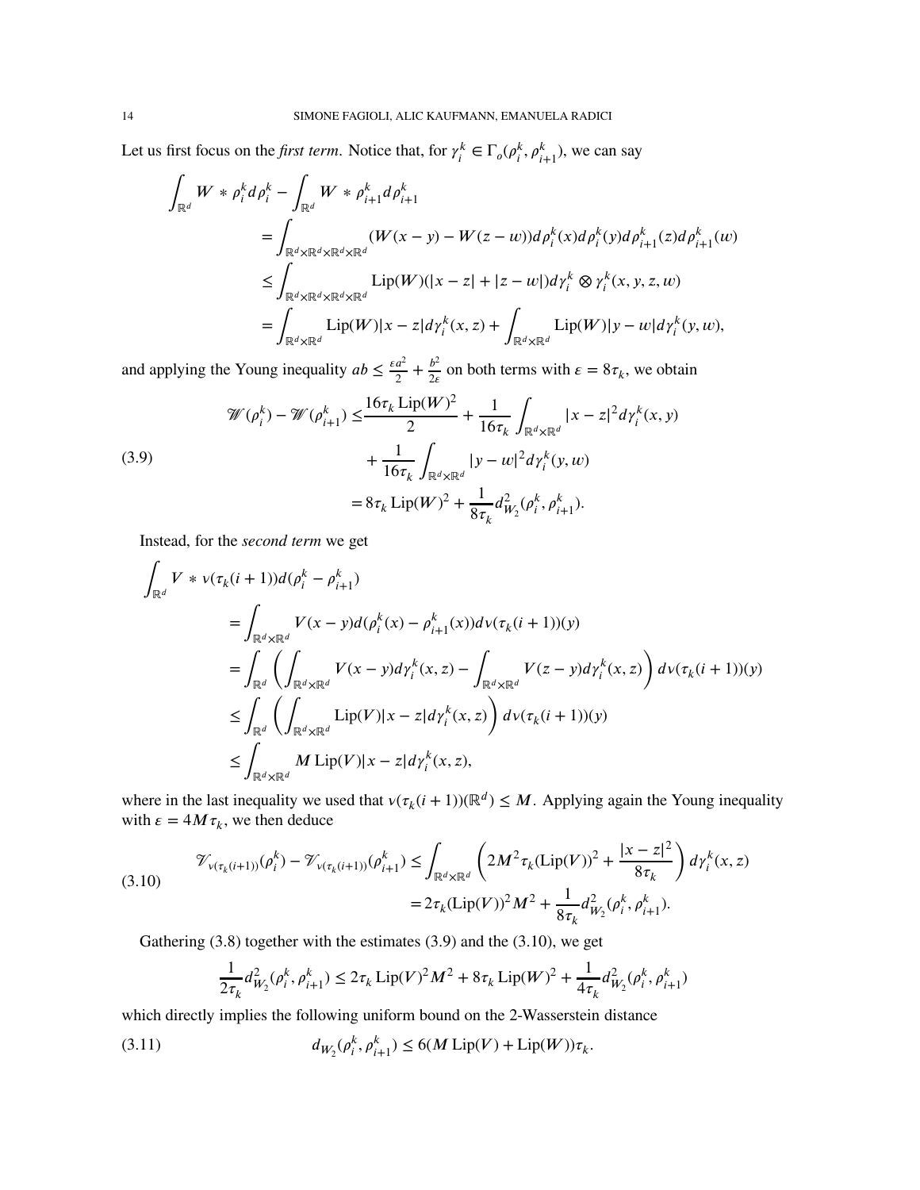Let us first focus on the *first term*. Notice that, for $\gamma_i^k \in \Gamma_o(\rho_i^k, \rho_{i+1}^k)$, we can say

$$
\begin{aligned}
\int_{\mathbb{R}^d} W * \rho_i^k d\rho_i^k - \int_{\mathbb{R}^d} W * \rho_{i+1}^k d\rho_{i+1}^k
&= \int_{\mathbb{R}^d\times\mathbb{R}^d\times\mathbb{R}^d\times\mathbb{R}^d} (W(x-y) - W(z-w)) d\rho_i^k(x) d\rho_i^k(y) d\rho_{i+1}^k(z) d\rho_{i+1}^k(w) \\
&\leq \int_{\mathbb{R}^d\times\mathbb{R}^d\times\mathbb{R}^d\times\mathbb{R}^d} \mathrm{Lip}(W)(|x-z| + |z-w|) d\gamma_i^k \otimes \gamma_i^k(x,y,z,w) \\
&= \int_{\mathbb{R}^d\times\mathbb{R}^d} \mathrm{Lip}(W)|x-z| d\gamma_i^k(x,z) + \int_{\mathbb{R}^d\times\mathbb{R}^d} \mathrm{Lip}(W)|y-w| d\gamma_i^k(y,w),
\end{aligned}
$$

and applying the Young inequality $ab \leq \frac{\varepsilon a^2}{2} + \frac{b^2}{2\varepsilon}$ on both terms with $\varepsilon = 8\tau_k$, we obtain

$$
\begin{aligned}
\mathscr{W}(\rho_i^k) - \mathscr{W}(\rho_{i+1}^k) \leq& \frac{16\tau_k \,\mathrm{Lip}(W)^2}{2} + \frac{1}{16\tau_k}\int_{\mathbb{R}^d\times\mathbb{R}^d} |x-z|^2 d\gamma_i^k(x,y) \\
&+ \frac{1}{16\tau_k}\int_{\mathbb{R}^d\times\mathbb{R}^d} |y-w|^2 d\gamma_i^k(y,w) \\
=& \, 8\tau_k \,\mathrm{Lip}(W)^2 + \frac{1}{8\tau_k} d_{W_2}^2(\rho_i^k, \rho_{i+1}^k).
\end{aligned}
\tag{3.9}
$$

Instead, for the *second term* we get

$$
\begin{aligned}
&\int_{\mathbb{R}^d} V * \nu(\tau_k(i+1)) d(\rho_i^k - \rho_{i+1}^k) \\
&= \int_{\mathbb{R}^d\times\mathbb{R}^d} V(x-y) d(\rho_i^k(x) - \rho_{i+1}^k(x)) d\nu(\tau_k(i+1))(y) \\
&= \int_{\mathbb{R}^d} \left( \int_{\mathbb{R}^d\times\mathbb{R}^d} V(x-y) d\gamma_i^k(x,z) - \int_{\mathbb{R}^d\times\mathbb{R}^d} V(z-y) d\gamma_i^k(x,z) \right) d\nu(\tau_k(i+1))(y) \\
&\leq \int_{\mathbb{R}^d} \left( \int_{\mathbb{R}^d\times\mathbb{R}^d} \mathrm{Lip}(V)|x-z| d\gamma_i^k(x,z) \right) d\nu(\tau_k(i+1))(y) \\
&\leq \int_{\mathbb{R}^d\times\mathbb{R}^d} M \,\mathrm{Lip}(V)|x-z| d\gamma_i^k(x,z),
\end{aligned}
$$

where in the last inequality we used that $\nu(\tau_k(i+1))(\mathbb{R}^d) \leq M$. Applying again the Young inequality with $\varepsilon = 4M\tau_k$, we then deduce

$$
\begin{aligned}
\mathscr{V}_{\nu(\tau_k(i+1))}(\rho_i^k) - \mathscr{V}_{\nu(\tau_k(i+1))}(\rho_{i+1}^k) &\leq \int_{\mathbb{R}^d\times\mathbb{R}^d} \left( 2M^2\tau_k (\mathrm{Lip}(V))^2 + \frac{|x-z|^2}{8\tau_k} \right) d\gamma_i^k(x,z) \\
&= 2\tau_k (\mathrm{Lip}(V))^2 M^2 + \frac{1}{8\tau_k} d_{W_2}^2(\rho_i^k, \rho_{i+1}^k).
\end{aligned}
\tag{3.10}
$$

Gathering (3.8) together with the estimates (3.9) and the (3.10), we get

$$
\frac{1}{2\tau_k} d_{W_2}^2(\rho_i^k, \rho_{i+1}^k) \leq 2\tau_k \,\mathrm{Lip}(V)^2 M^2 + 8\tau_k \,\mathrm{Lip}(W)^2 + \frac{1}{4\tau_k} d_{W_2}^2(\rho_i^k, \rho_{i+1}^k)
$$

which directly implies the following uniform bound on the 2-Wasserstein distance

$$
d_{W_2}(\rho_i^k, \rho_{i+1}^k) \leq 6(M\,\mathrm{Lip}(V) + \mathrm{Lip}(W))\tau_k. \tag{3.11}
$$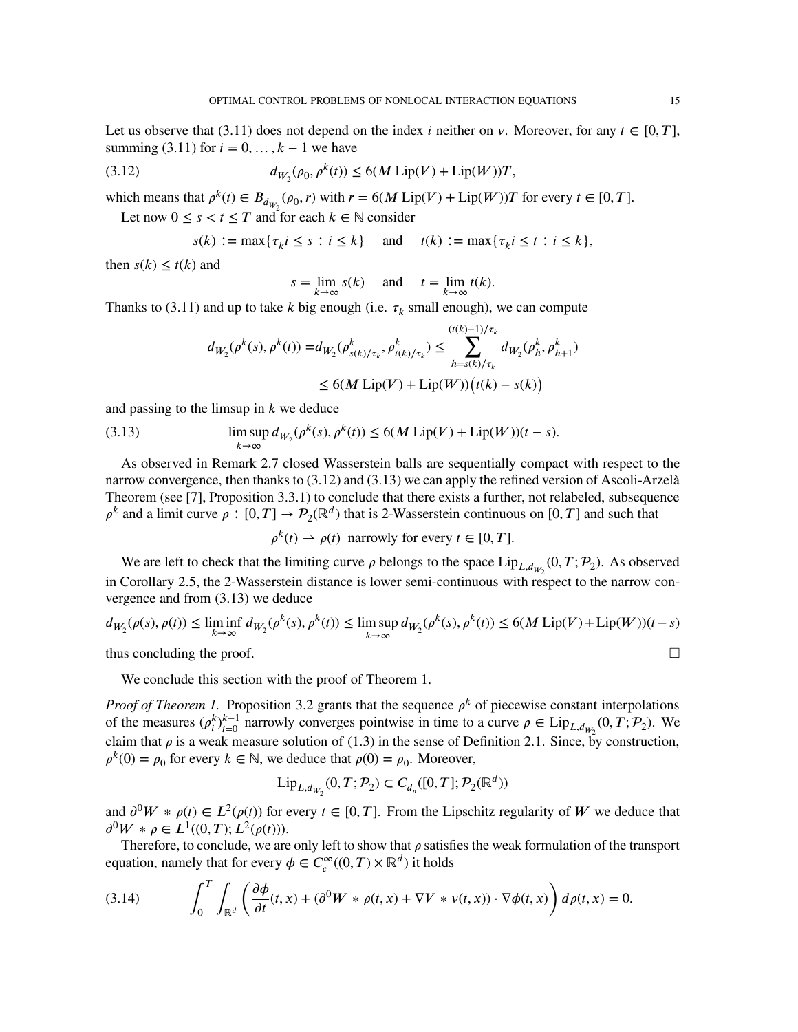Let us observe that (3.11) does not depend on the index $i$ neither on $v$. Moreover, for any $t \in [0, T]$, summing (3.11) for $i = 0, \dots, k-1$ we have

$$
d_{W_2}(\rho_0, \rho^k(t)) \le 6(M \operatorname{Lip}(V) + \operatorname{Lip}(W))T, \tag{3.12}
$$

which means that $\rho^k(t) \in B_{d_{W_2}}(\rho_0, r)$ with $r = 6(M \operatorname{Lip}(V) + \operatorname{Lip}(W))T$ for every $t \in [0, T]$.

Let now $0 \le s < t \le T$ and for each $k \in \mathbb{N}$ consider

$$
s(k) := \max\{\tau_k i \le s : i \le k\} \quad \text{and} \quad t(k) := \max\{\tau_k i \le t : i \le k\},
$$

then $s(k) \le t(k)$ and

$$
s = \lim_{k\to\infty} s(k) \quad \text{and} \quad t = \lim_{k\to\infty} t(k).
$$

Thanks to (3.11) and up to take $k$ big enough (i.e. $\tau_k$ small enough), we can compute

$$
\begin{aligned}
d_{W_2}(\rho^k(s), \rho^k(t)) = d_{W_2}(\rho^k_{s(k)/\tau_k}, \rho^k_{t(k)/\tau_k}) &\le \sum_{h=s(k)/\tau_k}^{(t(k)-1)/\tau_k} d_{W_2}(\rho^k_h, \rho^k_{h+1}) \\
&\le 6(M \operatorname{Lip}(V) + \operatorname{Lip}(W))\big(t(k) - s(k)\big)
\end{aligned}
$$

and passing to the limsup in $k$ we deduce

$$
\limsup_{k\to\infty} d_{W_2}(\rho^k(s), \rho^k(t)) \le 6(M \operatorname{Lip}(V) + \operatorname{Lip}(W))(t - s). \tag{3.13}
$$

As observed in Remark 2.7 closed Wasserstein balls are sequentially compact with respect to the narrow convergence, then thanks to (3.12) and (3.13) we can apply the refined version of Ascoli-Arzelà Theorem (see [7], Proposition 3.3.1) to conclude that there exists a further, not relabeled, subsequence $\rho^k$ and a limit curve $\rho : [0, T] \to \mathcal{P}_2(\mathbb{R}^d)$ that is 2-Wasserstein continuous on $[0, T]$ and such that

$$
\rho^k(t) \rightharpoonup \rho(t) \ \text{ narrowly for every } t \in [0, T].
$$

We are left to check that the limiting curve $\rho$ belongs to the space $\operatorname{Lip}_{L, d_{W_2}}(0, T; \mathcal{P}_2)$. As observed in Corollary 2.5, the 2-Wasserstein distance is lower semi-continuous with respect to the narrow convergence and from (3.13) we deduce

$$
d_{W_2}(\rho(s), \rho(t)) \le \liminf_{k\to\infty} d_{W_2}(\rho^k(s), \rho^k(t)) \le \limsup_{k\to\infty} d_{W_2}(\rho^k(s), \rho^k(t)) \le 6(M \operatorname{Lip}(V) + \operatorname{Lip}(W))(t - s)
$$

thus concluding the proof. $\square$

We conclude this section with the proof of Theorem 1.

*Proof of Theorem 1.* Proposition 3.2 grants that the sequence $\rho^k$ of piecewise constant interpolations of the measures $(\rho^k_i)_{i=0}^{k-1}$ narrowly converges pointwise in time to a curve $\rho \in \operatorname{Lip}_{L, d_{W_2}}(0, T; \mathcal{P}_2)$. We claim that $\rho$ is a weak measure solution of (1.3) in the sense of Definition 2.1. Since, by construction, $\rho^k(0) = \rho_0$ for every $k \in \mathbb{N}$, we deduce that $\rho(0) = \rho_0$. Moreover,

$$
\operatorname{Lip}_{L, d_{W_2}}(0, T; \mathcal{P}_2) \subset C_{d_n}([0, T]; \mathcal{P}_2(\mathbb{R}^d))
$$

and $\partial^0 W * \rho(t) \in L^2(\rho(t))$ for every $t \in [0, T]$. From the Lipschitz regularity of $W$ we deduce that $\partial^0 W * \rho \in L^1((0, T); L^2(\rho(t)))$.

Therefore, to conclude, we are only left to show that $\rho$ satisfies the weak formulation of the transport equation, namely that for every $\phi \in C^\infty_c((0, T) \times \mathbb{R}^d)$ it holds

$$
\int_0^T \int_{\mathbb{R}^d} \left( \frac{\partial \phi}{\partial t}(t, x) + (\partial^0 W * \rho(t, x) + \nabla V * v(t, x)) \cdot \nabla \phi(t, x) \right) d\rho(t, x) = 0. \tag{3.14}
$$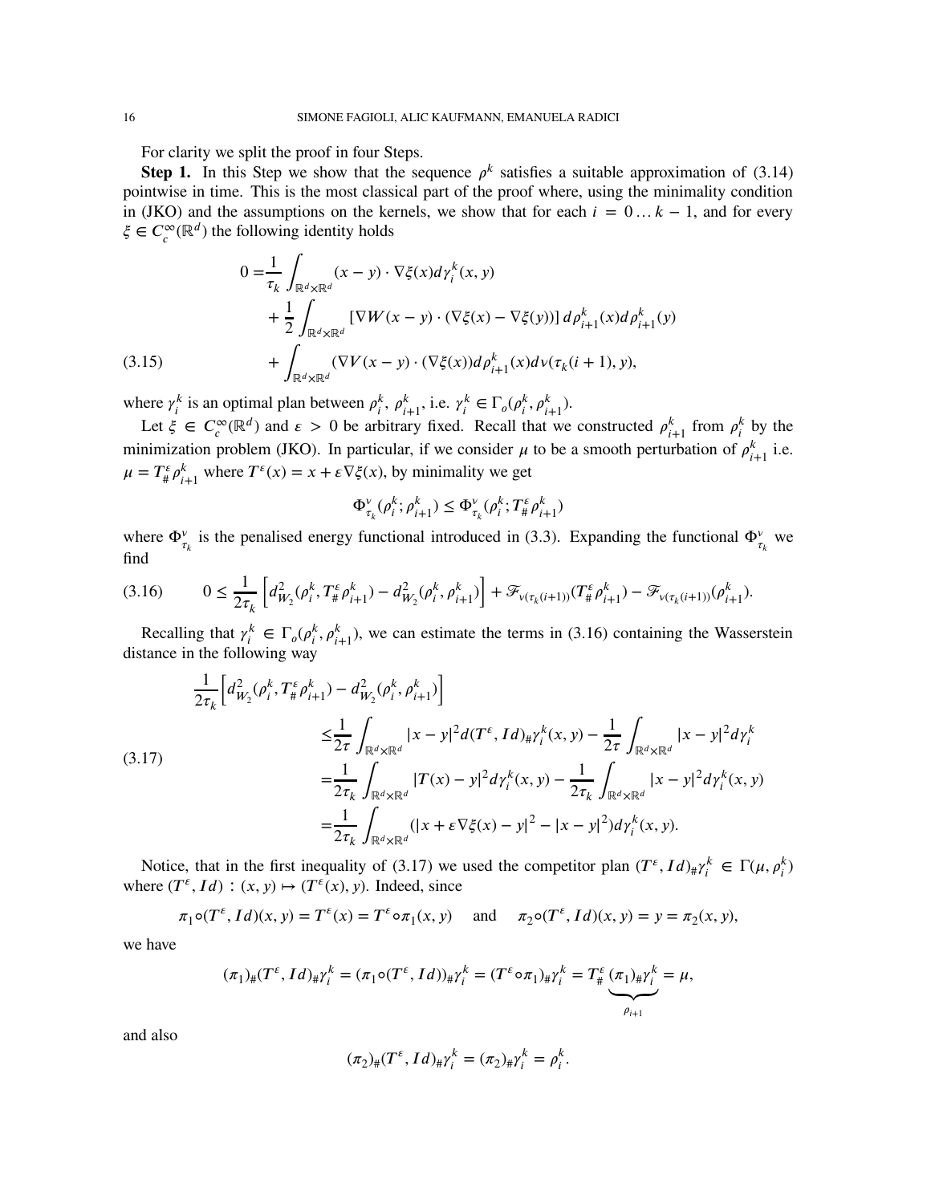For clarity we split the proof in four Steps.

**Step 1.** In this Step we show that the sequence $\rho^k$ satisfies a suitable approximation of (3.14) pointwise in time. This is the most classical part of the proof where, using the minimality condition in (JKO) and the assumptions on the kernels, we show that for each $i = 0 \dots k-1$, and for every $\xi \in C_c^\infty(\mathbb{R}^d)$ the following identity holds

$$
\begin{aligned}
0 =& \frac{1}{\tau_k} \int_{\mathbb{R}^d \times \mathbb{R}^d} (x-y) \cdot \nabla \xi(x) d\gamma_i^k(x,y) \\
&+ \frac{1}{2} \int_{\mathbb{R}^d \times \mathbb{R}^d} \left[ \nabla W(x-y) \cdot (\nabla \xi(x) - \nabla \xi(y)) \right] d\rho_{i+1}^k(x) d\rho_{i+1}^k(y) \\
&+ \int_{\mathbb{R}^d \times \mathbb{R}^d} (\nabla V(x-y) \cdot (\nabla \xi(x)) d\rho_{i+1}^k(x) d\nu(\tau_k(i+1), y),
\end{aligned}
\tag{3.15}
$$

where $\gamma_i^k$ is an optimal plan between $\rho_i^k$, $\rho_{i+1}^k$, i.e. $\gamma_i^k \in \Gamma_o(\rho_i^k, \rho_{i+1}^k)$.

Let $\xi \in C_c^\infty(\mathbb{R}^d)$ and $\varepsilon > 0$ be arbitrary fixed. Recall that we constructed $\rho_{i+1}^k$ from $\rho_i^k$ by the minimization problem (JKO). In particular, if we consider $\mu$ to be a smooth perturbation of $\rho_{i+1}^k$ i.e. $\mu = T^\varepsilon_\# \rho_{i+1}^k$ where $T^\varepsilon(x) = x + \varepsilon \nabla \xi(x)$, by minimality we get

$$
\Phi_{\tau_k}^\nu(\rho_i^k; \rho_{i+1}^k) \le \Phi_{\tau_k}^\nu(\rho_i^k; T^\varepsilon_\# \rho_{i+1}^k)
$$

where $\Phi_{\tau_k}^\nu$ is the penalised energy functional introduced in (3.3). Expanding the functional $\Phi_{\tau_k}^\nu$ we find

$$
0 \le \frac{1}{2\tau_k} \left[ d_{W_2}^2(\rho_i^k, T^\varepsilon_\# \rho_{i+1}^k) - d_{W_2}^2(\rho_i^k, \rho_{i+1}^k) \right] + \mathscr{F}_{\nu(\tau_k(i+1))}(T^\varepsilon_\# \rho_{i+1}^k) - \mathscr{F}_{\nu(\tau_k(i+1))}(\rho_{i+1}^k).
\tag{3.16}
$$

Recalling that $\gamma_i^k \in \Gamma_o(\rho_i^k, \rho_{i+1}^k)$, we can estimate the terms in (3.16) containing the Wasserstein distance in the following way

$$
\begin{aligned}
\frac{1}{2\tau_k} & \left[ d_{W_2}^2(\rho_i^k, T^\varepsilon_\# \rho_{i+1}^k) - d_{W_2}^2(\rho_i^k, \rho_{i+1}^k) \right] \\
&\le \frac{1}{2\tau} \int_{\mathbb{R}^d \times \mathbb{R}^d} |x-y|^2 d(T^\varepsilon, Id)_\# \gamma_i^k(x,y) - \frac{1}{2\tau} \int_{\mathbb{R}^d \times \mathbb{R}^d} |x-y|^2 d\gamma_i^k \\
&= \frac{1}{2\tau_k} \int_{\mathbb{R}^d \times \mathbb{R}^d} |T(x) - y|^2 d\gamma_i^k(x,y) - \frac{1}{2\tau_k} \int_{\mathbb{R}^d \times \mathbb{R}^d} |x-y|^2 d\gamma_i^k(x,y) \\
&= \frac{1}{2\tau_k} \int_{\mathbb{R}^d \times \mathbb{R}^d} (|x + \varepsilon \nabla \xi(x) - y|^2 - |x-y|^2) d\gamma_i^k(x,y).
\end{aligned}
\tag{3.17}
$$

Notice, that in the first inequality of (3.17) we used the competitor plan $(T^\varepsilon, Id)_\# \gamma_i^k \in \Gamma(\mu, \rho_i^k)$ where $(T^\varepsilon, Id) : (x,y) \mapsto (T^\varepsilon(x), y)$. Indeed, since

$$
\pi_1 \circ (T^\varepsilon, Id)(x,y) = T^\varepsilon(x) = T^\varepsilon \circ \pi_1(x,y) \quad \text{and} \quad \pi_2 \circ (T^\varepsilon, Id)(x,y) = y = \pi_2(x,y),
$$

we have

$$
(\pi_1)_\# (T^\varepsilon, Id)_\# \gamma_i^k = (\pi_1 \circ (T^\varepsilon, Id))_\# \gamma_i^k = (T^\varepsilon \circ \pi_1)_\# \gamma_i^k = T^\varepsilon_\# \underbrace{(\pi_1)_\# \gamma_i^k}_{\rho_{i+1}} = \mu,
$$

and also

$$
(\pi_2)_\# (T^\varepsilon, Id)_\# \gamma_i^k = (\pi_2)_\# \gamma_i^k = \rho_i^k.
$$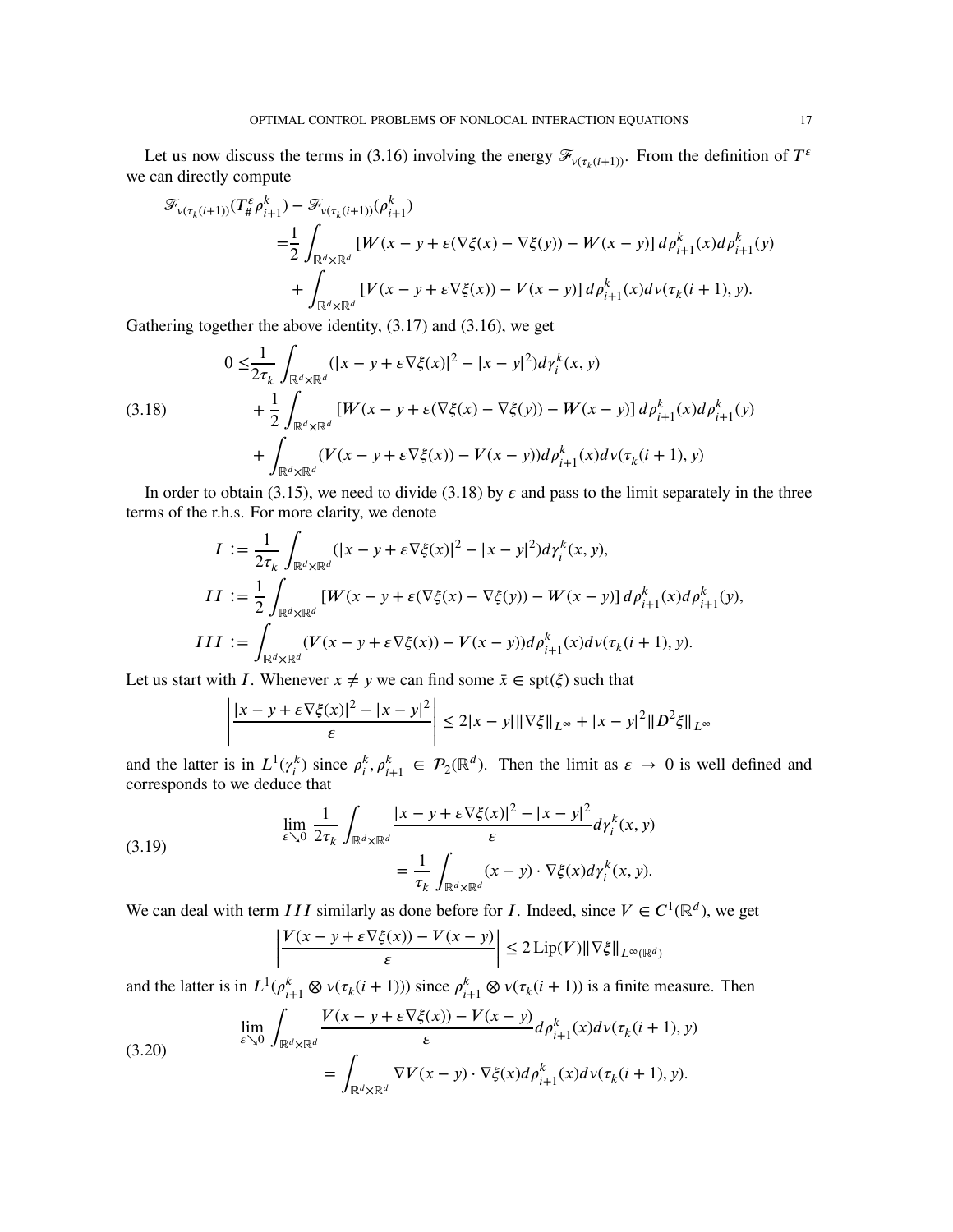Let us now discuss the terms in (3.16) involving the energy $\mathscr{F}_{\nu(\tau_k(i+1))}$. From the definition of $T^\varepsilon$ we can directly compute

$$
\begin{aligned}
&\mathscr{F}_{\nu(\tau_k(i+1))}(T^\varepsilon_\# \rho^k_{i+1}) - \mathscr{F}_{\nu(\tau_k(i+1))}(\rho^k_{i+1}) \\
&\qquad = \frac{1}{2}\int_{\mathbb{R}^d\times\mathbb{R}^d} \left[W(x-y+\varepsilon(\nabla\xi(x)-\nabla\xi(y))) - W(x-y)\right] d\rho^k_{i+1}(x) d\rho^k_{i+1}(y) \\
&\qquad\quad + \int_{\mathbb{R}^d\times\mathbb{R}^d} \left[V(x-y+\varepsilon\nabla\xi(x)) - V(x-y)\right] d\rho^k_{i+1}(x) d\nu(\tau_k(i+1), y).
\end{aligned}
$$

Gathering together the above identity, (3.17) and (3.16), we get

$$
\begin{aligned}
0 \leq &\frac{1}{2\tau_k}\int_{\mathbb{R}^d\times\mathbb{R}^d} (|x-y+\varepsilon\nabla\xi(x)|^2 - |x-y|^2) d\gamma^k_i(x,y) \\
&+ \frac{1}{2}\int_{\mathbb{R}^d\times\mathbb{R}^d} \left[W(x-y+\varepsilon(\nabla\xi(x)-\nabla\xi(y))) - W(x-y)\right] d\rho^k_{i+1}(x) d\rho^k_{i+1}(y) \\
&+ \int_{\mathbb{R}^d\times\mathbb{R}^d} (V(x-y+\varepsilon\nabla\xi(x)) - V(x-y)) d\rho^k_{i+1}(x) d\nu(\tau_k(i+1), y)
\end{aligned}
\tag{3.18}
$$

In order to obtain (3.15), we need to divide (3.18) by $\varepsilon$ and pass to the limit separately in the three terms of the r.h.s. For more clarity, we denote

$$
\begin{aligned}
I &:= \frac{1}{2\tau_k}\int_{\mathbb{R}^d\times\mathbb{R}^d} (|x-y+\varepsilon\nabla\xi(x)|^2 - |x-y|^2) d\gamma^k_i(x,y), \\
II &:= \frac{1}{2}\int_{\mathbb{R}^d\times\mathbb{R}^d} \left[W(x-y+\varepsilon(\nabla\xi(x)-\nabla\xi(y))) - W(x-y)\right] d\rho^k_{i+1}(x) d\rho^k_{i+1}(y), \\
III &:= \int_{\mathbb{R}^d\times\mathbb{R}^d} (V(x-y+\varepsilon\nabla\xi(x)) - V(x-y)) d\rho^k_{i+1}(x) d\nu(\tau_k(i+1), y).
\end{aligned}
$$

Let us start with $I$. Whenever $x \neq y$ we can find some $\bar{x} \in \operatorname{spt}(\xi)$ such that

$$
\left| \frac{|x-y+\varepsilon\nabla\xi(x)|^2 - |x-y|^2}{\varepsilon} \right| \leq 2|x-y| \|\nabla\xi\|_{L^\infty} + |x-y|^2 \|D^2\xi\|_{L^\infty}
$$

and the latter is in $L^1(\gamma^k_i)$ since $\rho^k_i, \rho^k_{i+1} \in \mathcal{P}_2(\mathbb{R}^d)$. Then the limit as $\varepsilon \to 0$ is well defined and corresponds to we deduce that

$$
\begin{aligned}
\lim_{\varepsilon\searrow 0} \frac{1}{2\tau_k}\int_{\mathbb{R}^d\times\mathbb{R}^d} &\frac{|x-y+\varepsilon\nabla\xi(x)|^2 - |x-y|^2}{\varepsilon} d\gamma^k_i(x,y) \\
&= \frac{1}{\tau_k}\int_{\mathbb{R}^d\times\mathbb{R}^d} (x-y)\cdot\nabla\xi(x) d\gamma^k_i(x,y).
\end{aligned}
\tag{3.19}
$$

We can deal with term $III$ similarly as done before for $I$. Indeed, since $V \in C^1(\mathbb{R}^d)$, we get

$$
\left| \frac{V(x-y+\varepsilon\nabla\xi(x)) - V(x-y)}{\varepsilon} \right| \leq 2\operatorname{Lip}(V)\|\nabla\xi\|_{L^\infty(\mathbb{R}^d)}
$$

and the latter is in $L^1(\rho^k_{i+1}\otimes\nu(\tau_k(i+1)))$ since $\rho^k_{i+1}\otimes\nu(\tau_k(i+1))$ is a finite measure. Then

$$
\begin{aligned}
\lim_{\varepsilon\searrow 0} \int_{\mathbb{R}^d\times\mathbb{R}^d} &\frac{V(x-y+\varepsilon\nabla\xi(x)) - V(x-y)}{\varepsilon} d\rho^k_{i+1}(x) d\nu(\tau_k(i+1), y) \\
&= \int_{\mathbb{R}^d\times\mathbb{R}^d} \nabla V(x-y)\cdot\nabla\xi(x) d\rho^k_{i+1}(x) d\nu(\tau_k(i+1), y).
\end{aligned}
\tag{3.20}
$$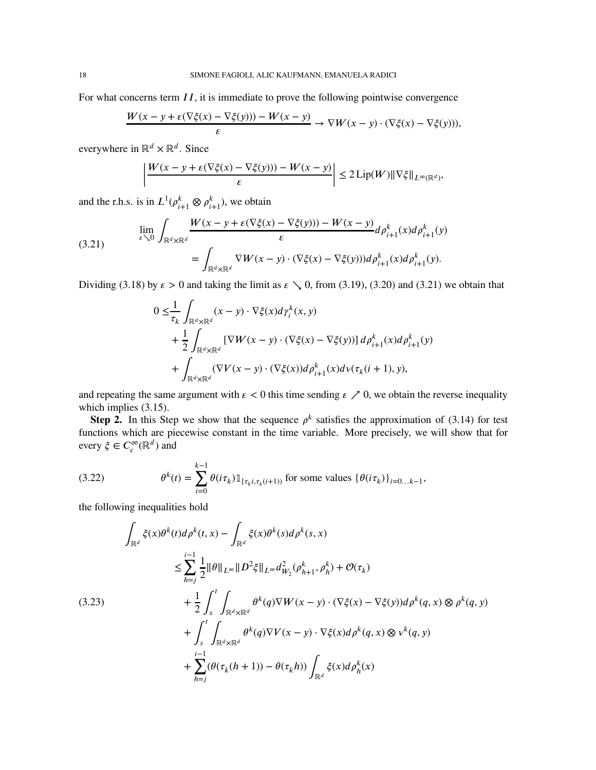For what concerns term $II$, it is immediate to prove the following pointwise convergence

$$\frac{W(x-y+\varepsilon(\nabla\xi(x)-\nabla\xi(y)))-W(x-y)}{\varepsilon}\to\nabla W(x-y)\cdot(\nabla\xi(x)-\nabla\xi(y))),$$

everywhere in $\mathbb{R}^d\times\mathbb{R}^d$. Since

$$\left|\frac{W(x-y+\varepsilon(\nabla\xi(x)-\nabla\xi(y)))-W(x-y)}{\varepsilon}\right|\leq 2\,\mathrm{Lip}(W)\|\nabla\xi\|_{L^\infty(\mathbb{R}^d)},$$

and the r.h.s. is in $L^1(\rho_{i+1}^k\otimes\rho_{i+1}^k)$, we obtain

$$\begin{aligned}\lim_{\varepsilon\searrow 0}\int_{\mathbb{R}^d\times\mathbb{R}^d}&\frac{W(x-y+\varepsilon(\nabla\xi(x)-\nabla\xi(y)))-W(x-y)}{\varepsilon}d\rho_{i+1}^k(x)d\rho_{i+1}^k(y)\\&=\int_{\mathbb{R}^d\times\mathbb{R}^d}\nabla W(x-y)\cdot(\nabla\xi(x)-\nabla\xi(y)))d\rho_{i+1}^k(x)d\rho_{i+1}^k(y).\end{aligned}\tag{3.21}$$

Dividing (3.18) by $\varepsilon>0$ and taking the limit as $\varepsilon\searrow 0$, from (3.19), (3.20) and (3.21) we obtain that

$$\begin{aligned}0\leq&\frac{1}{\tau_k}\int_{\mathbb{R}^d\times\mathbb{R}^d}(x-y)\cdot\nabla\xi(x)d\gamma_i^k(x,y)\\&+\frac{1}{2}\int_{\mathbb{R}^d\times\mathbb{R}^d}\left[\nabla W(x-y)\cdot(\nabla\xi(x)-\nabla\xi(y))\right]d\rho_{i+1}^k(x)d\rho_{i+1}^k(y)\\&+\int_{\mathbb{R}^d\times\mathbb{R}^d}(\nabla V(x-y)\cdot(\nabla\xi(x))d\rho_{i+1}^k(x)d\nu(\tau_k(i+1),y),\end{aligned}$$

and repeating the same argument with $\varepsilon<0$ this time sending $\varepsilon\nearrow 0$, we obtain the reverse inequality which implies (3.15).

**Step 2.** In this Step we show that the sequence $\rho^k$ satisfies the approximation of (3.14) for test functions which are piecewise constant in the time variable. More precisely, we will show that for every $\xi\in C_c^\infty(\mathbb{R}^d)$ and

$$\theta^k(t)=\sum_{i=0}^{k-1}\theta(i\tau_k)\mathbb{1}_{[\tau_k i,\tau_k(i+1))}\text{ for some values }\{\theta(i\tau_k)\}_{i=0\dots k-1},\tag{3.22}$$

the following inequalities hold

$$\begin{aligned}\int_{\mathbb{R}^d}\xi(x)\theta^k(t)d\rho^k(t,x)&-\int_{\mathbb{R}^d}\xi(x)\theta^k(s)d\rho^k(s,x)\\&\leq\sum_{h=j}^{i-1}\frac{1}{2}\|\theta\|_{L^\infty}\|D^2\xi\|_{L^\infty}d_{W_2}^2(\rho_{h+1}^k,\rho_h^k)+\mathcal{O}(\tau_k)\\&+\frac{1}{2}\int_s^t\int_{\mathbb{R}^d\times\mathbb{R}^d}\theta^k(q)\nabla W(x-y)\cdot(\nabla\xi(x)-\nabla\xi(y))d\rho^k(q,x)\otimes\rho^k(q,y)\\&+\int_s^t\int_{\mathbb{R}^d\times\mathbb{R}^d}\theta^k(q)\nabla V(x-y)\cdot\nabla\xi(x)d\rho^k(q,x)\otimes\nu^k(q,y)\\&+\sum_{h=j}^{i-1}(\theta(\tau_k(h+1))-\theta(\tau_k h))\int_{\mathbb{R}^d}\xi(x)d\rho_h^k(x)\end{aligned}\tag{3.23}$$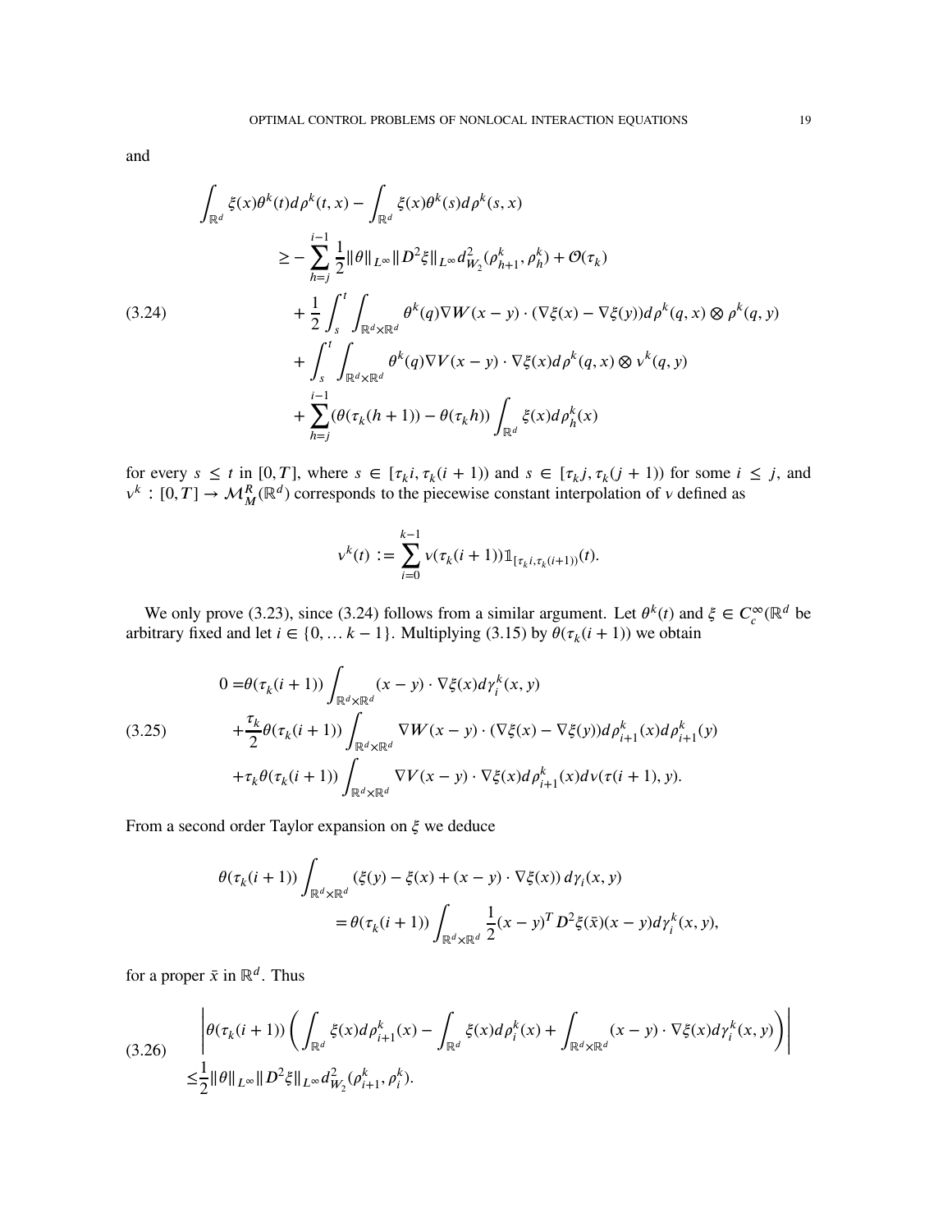and

$$
\begin{aligned}
\int_{\mathbb{R}^d} \xi(x)\theta^k(t) d\rho^k(t,x) &- \int_{\mathbb{R}^d} \xi(x)\theta^k(s) d\rho^k(s,x) \\
&\geq -\sum_{h=j}^{i-1} \frac{1}{2}\|\theta\|_{L^\infty}\|D^2\xi\|_{L^\infty} d^2_{W_2}(\rho^k_{h+1},\rho^k_h) + \mathcal{O}(\tau_k) \\
&\quad + \frac{1}{2}\int_s^t \int_{\mathbb{R}^d\times\mathbb{R}^d} \theta^k(q)\nabla W(x-y)\cdot(\nabla\xi(x)-\nabla\xi(y)) d\rho^k(q,x)\otimes\rho^k(q,y) \\
&\quad + \int_s^t \int_{\mathbb{R}^d\times\mathbb{R}^d} \theta^k(q)\nabla V(x-y)\cdot\nabla\xi(x) d\rho^k(q,x)\otimes\nu^k(q,y) \\
&\quad + \sum_{h=j}^{i-1}(\theta(\tau_k(h+1))-\theta(\tau_k h))\int_{\mathbb{R}^d}\xi(x)d\rho^k_h(x)
\end{aligned}
\tag{3.24}
$$

for every $s \leq t$ in $[0,T]$, where $s \in [\tau_k i, \tau_k(i+1))$ and $s \in [\tau_k j, \tau_k(j+1))$ for some $i \leq j$, and $\nu^k : [0,T] \to \mathcal{M}^R_M(\mathbb{R}^d)$ corresponds to the piecewise constant interpolation of $\nu$ defined as

$$
\nu^k(t) := \sum_{i=0}^{k-1} \nu(\tau_k(i+1))\mathbb{1}_{[\tau_k i,\tau_k(i+1))}(t).
$$

We only prove (3.23), since (3.24) follows from a similar argument. Let $\theta^k(t)$ and $\xi \in C^\infty_c(\mathbb{R}^d$ be arbitrary fixed and let $i \in \{0,\dots k-1\}$. Multiplying (3.15) by $\theta(\tau_k(i+1))$ we obtain

$$
\begin{aligned}
0 =& \theta(\tau_k(i+1))\int_{\mathbb{R}^d\times\mathbb{R}^d}(x-y)\cdot\nabla\xi(x)d\gamma^k_i(x,y) \\
&+\frac{\tau_k}{2}\theta(\tau_k(i+1))\int_{\mathbb{R}^d\times\mathbb{R}^d}\nabla W(x-y)\cdot(\nabla\xi(x)-\nabla\xi(y))d\rho^k_{i+1}(x)d\rho^k_{i+1}(y) \\
&+\tau_k\theta(\tau_k(i+1))\int_{\mathbb{R}^d\times\mathbb{R}^d}\nabla V(x-y)\cdot\nabla\xi(x)d\rho^k_{i+1}(x)d\nu(\tau(i+1),y).
\end{aligned}
\tag{3.25}
$$

From a second order Taylor expansion on $\xi$ we deduce

$$
\begin{aligned}
\theta(\tau_k(i+1))&\int_{\mathbb{R}^d\times\mathbb{R}^d}(\xi(y)-\xi(x)+(x-y)\cdot\nabla\xi(x))\,d\gamma_i(x,y) \\
&= \theta(\tau_k(i+1))\int_{\mathbb{R}^d\times\mathbb{R}^d}\frac{1}{2}(x-y)^T D^2\xi(\bar{x})(x-y)d\gamma^k_i(x,y),
\end{aligned}
$$

for a proper $\bar{x}$ in $\mathbb{R}^d$. Thus

$$
\begin{aligned}
&\left|\theta(\tau_k(i+1))\left(\int_{\mathbb{R}^d}\xi(x)d\rho^k_{i+1}(x)-\int_{\mathbb{R}^d}\xi(x)d\rho^k_i(x)+\int_{\mathbb{R}^d\times\mathbb{R}^d}(x-y)\cdot\nabla\xi(x)d\gamma^k_i(x,y)\right)\right| \\
\leq&\frac{1}{2}\|\theta\|_{L^\infty}\|D^2\xi\|_{L^\infty}d^2_{W_2}(\rho^k_{i+1},\rho^k_i).
\end{aligned}
\tag{3.26}
$$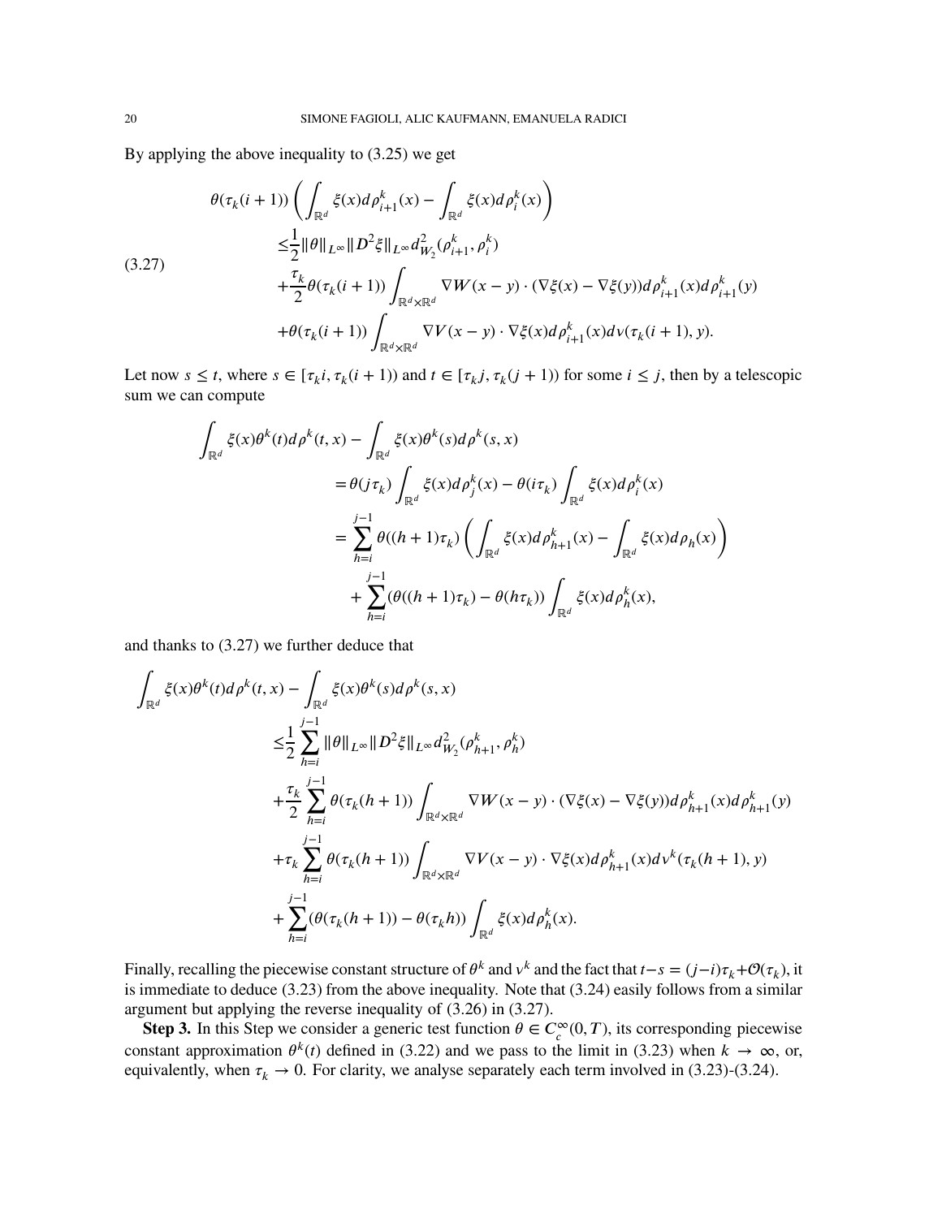By applying the above inequality to (3.25) we get

$$
\begin{aligned}
&\theta(\tau_k(i+1))\left(\int_{\mathbb{R}^d}\xi(x)d\rho^k_{i+1}(x)-\int_{\mathbb{R}^d}\xi(x)d\rho^k_i(x)\right)\\
&\leq\frac{1}{2}\|\theta\|_{L^\infty}\|D^2\xi\|_{L^\infty}d^2_{W_2}(\rho^k_{i+1},\rho^k_i)\\
&+\frac{\tau_k}{2}\theta(\tau_k(i+1))\int_{\mathbb{R}^d\times\mathbb{R}^d}\nabla W(x-y)\cdot(\nabla\xi(x)-\nabla\xi(y))d\rho^k_{i+1}(x)d\rho^k_{i+1}(y)\\
&+\theta(\tau_k(i+1))\int_{\mathbb{R}^d\times\mathbb{R}^d}\nabla V(x-y)\cdot\nabla\xi(x)d\rho^k_{i+1}(x)d\nu(\tau_k(i+1),y).
\end{aligned}
\tag{3.27}
$$

Let now $s\leq t$, where $s\in[\tau_k i,\tau_k(i+1))$ and $t\in[\tau_k j,\tau_k(j+1))$ for some $i\leq j$, then by a telescopic sum we can compute

$$
\begin{aligned}
\int_{\mathbb{R}^d}\xi(x)\theta^k(t)d\rho^k(t,x)&-\int_{\mathbb{R}^d}\xi(x)\theta^k(s)d\rho^k(s,x)\\
&=\theta(j\tau_k)\int_{\mathbb{R}^d}\xi(x)d\rho^k_j(x)-\theta(i\tau_k)\int_{\mathbb{R}^d}\xi(x)d\rho^k_i(x)\\
&=\sum_{h=i}^{j-1}\theta((h+1)\tau_k)\left(\int_{\mathbb{R}^d}\xi(x)d\rho^k_{h+1}(x)-\int_{\mathbb{R}^d}\xi(x)d\rho_h(x)\right)\\
&\quad+\sum_{h=i}^{j-1}(\theta((h+1)\tau_k)-\theta(h\tau_k))\int_{\mathbb{R}^d}\xi(x)d\rho^k_h(x),
\end{aligned}
$$

and thanks to (3.27) we further deduce that

$$
\begin{aligned}
\int_{\mathbb{R}^d}\xi(x)\theta^k(t)d\rho^k(t,x)&-\int_{\mathbb{R}^d}\xi(x)\theta^k(s)d\rho^k(s,x)\\
\leq&\frac{1}{2}\sum_{h=i}^{j-1}\|\theta\|_{L^\infty}\|D^2\xi\|_{L^\infty}d^2_{W_2}(\rho^k_{h+1},\rho^k_h)\\
&+\frac{\tau_k}{2}\sum_{h=i}^{j-1}\theta(\tau_k(h+1))\int_{\mathbb{R}^d\times\mathbb{R}^d}\nabla W(x-y)\cdot(\nabla\xi(x)-\nabla\xi(y))d\rho^k_{h+1}(x)d\rho^k_{h+1}(y)\\
&+\tau_k\sum_{h=i}^{j-1}\theta(\tau_k(h+1))\int_{\mathbb{R}^d\times\mathbb{R}^d}\nabla V(x-y)\cdot\nabla\xi(x)d\rho^k_{h+1}(x)d\nu^k(\tau_k(h+1),y)\\
&+\sum_{h=i}^{j-1}(\theta(\tau_k(h+1))-\theta(\tau_k h))\int_{\mathbb{R}^d}\xi(x)d\rho^k_h(x).
\end{aligned}
$$

Finally, recalling the piecewise constant structure of $\theta^k$ and $\nu^k$ and the fact that $t-s=(j-i)\tau_k+\mathcal{O}(\tau_k)$, it is immediate to deduce (3.23) from the above inequality. Note that (3.24) easily follows from a similar argument but applying the reverse inequality of (3.26) in (3.27).

**Step 3.** In this Step we consider a generic test function $\theta\in C^\infty_c(0,T)$, its corresponding piecewise constant approximation $\theta^k(t)$ defined in (3.22) and we pass to the limit in (3.23) when $k\to\infty$, or, equivalently, when $\tau_k\to 0$. For clarity, we analyse separately each term involved in (3.23)-(3.24).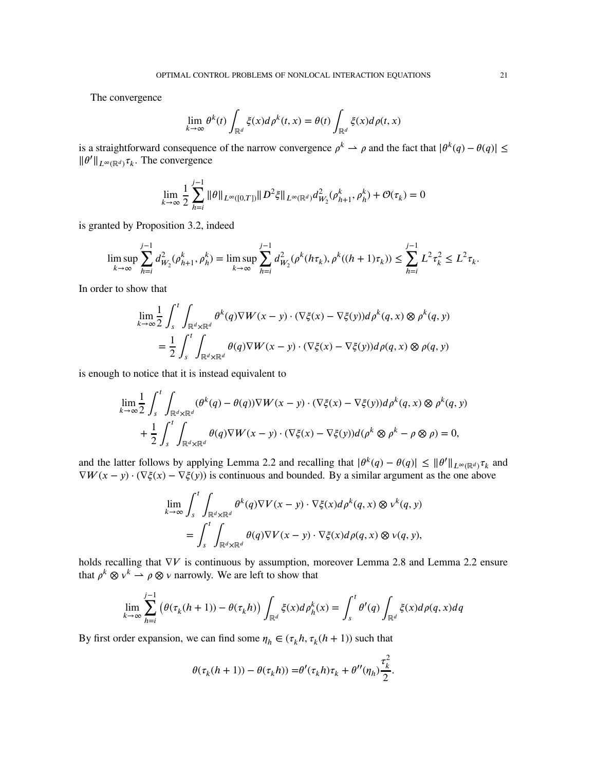The convergence

$$\lim_{k\to\infty} \theta^k(t) \int_{\mathbb{R}^d} \xi(x) d\rho^k(t,x) = \theta(t) \int_{\mathbb{R}^d} \xi(x) d\rho(t,x)$$

is a straightforward consequence of the narrow convergence $\rho^k \rightharpoonup \rho$ and the fact that $|\theta^k(q) - \theta(q)| \leq \|\theta'\|_{L^\infty(\mathbb{R}^d)} \tau_k$. The convergence

$$\lim_{k\to\infty} \frac{1}{2} \sum_{h=i}^{j-1} \|\theta\|_{L^\infty([0,T])} \|D^2\xi\|_{L^\infty(\mathbb{R}^d)} d^2_{W_2}(\rho^k_{h+1}, \rho^k_h) + \mathcal{O}(\tau_k) = 0$$

is granted by Proposition 3.2, indeed

$$\limsup_{k\to\infty} \sum_{h=i}^{j-1} d^2_{W_2}(\rho^k_{h+1}, \rho^k_h) = \limsup_{k\to\infty} \sum_{h=i}^{j-1} d^2_{W_2}(\rho^k(h\tau_k), \rho^k((h+1)\tau_k)) \leq \sum_{h=i}^{j-1} L^2 \tau_k^2 \leq L^2 \tau_k.$$

In order to show that

$$\begin{aligned}
\lim_{k\to\infty} \frac{1}{2} \int_s^t \int_{\mathbb{R}^d\times\mathbb{R}^d} & \theta^k(q) \nabla W(x-y) \cdot (\nabla\xi(x) - \nabla\xi(y)) d\rho^k(q,x) \otimes \rho^k(q,y) \\
&= \frac{1}{2} \int_s^t \int_{\mathbb{R}^d\times\mathbb{R}^d} \theta(q) \nabla W(x-y) \cdot (\nabla\xi(x) - \nabla\xi(y)) d\rho(q,x) \otimes \rho(q,y)
\end{aligned}$$

is enough to notice that it is instead equivalent to

$$\begin{aligned}
\lim_{k\to\infty} \frac{1}{2} \int_s^t \int_{\mathbb{R}^d\times\mathbb{R}^d} & (\theta^k(q) - \theta(q)) \nabla W(x-y) \cdot (\nabla\xi(x) - \nabla\xi(y)) d\rho^k(q,x) \otimes \rho^k(q,y) \\
&+ \frac{1}{2} \int_s^t \int_{\mathbb{R}^d\times\mathbb{R}^d} \theta(q) \nabla W(x-y) \cdot (\nabla\xi(x) - \nabla\xi(y)) d(\rho^k \otimes \rho^k - \rho \otimes \rho) = 0,
\end{aligned}$$

and the latter follows by applying Lemma 2.2 and recalling that $|\theta^k(q) - \theta(q)| \leq \|\theta'\|_{L^\infty(\mathbb{R}^d)} \tau_k$ and $\nabla W(x-y) \cdot (\nabla\xi(x) - \nabla\xi(y))$ is continuous and bounded. By a similar argument as the one above

$$\begin{aligned}
\lim_{k\to\infty} \int_s^t \int_{\mathbb{R}^d\times\mathbb{R}^d} & \theta^k(q) \nabla V(x-y) \cdot \nabla\xi(x) d\rho^k(q,x) \otimes \nu^k(q,y) \\
&= \int_s^t \int_{\mathbb{R}^d\times\mathbb{R}^d} \theta(q) \nabla V(x-y) \cdot \nabla\xi(x) d\rho(q,x) \otimes \nu(q,y),
\end{aligned}$$

holds recalling that $\nabla V$ is continuous by assumption, moreover Lemma 2.8 and Lemma 2.2 ensure that $\rho^k \otimes \nu^k \rightharpoonup \rho \otimes \nu$ narrowly. We are left to show that

$$\lim_{k\to\infty} \sum_{h=i}^{j-1} \left(\theta(\tau_k(h+1)) - \theta(\tau_k h)\right) \int_{\mathbb{R}^d} \xi(x) d\rho^k_h(x) = \int_s^t \theta'(q) \int_{\mathbb{R}^d} \xi(x) d\rho(q,x) dq$$

By first order expansion, we can find some $\eta_h \in (\tau_k h, \tau_k(h+1))$ such that

$$\theta(\tau_k(h+1)) - \theta(\tau_k h) = \theta'(\tau_k h)\tau_k + \theta''(\eta_h)\frac{\tau_k^2}{2}.$$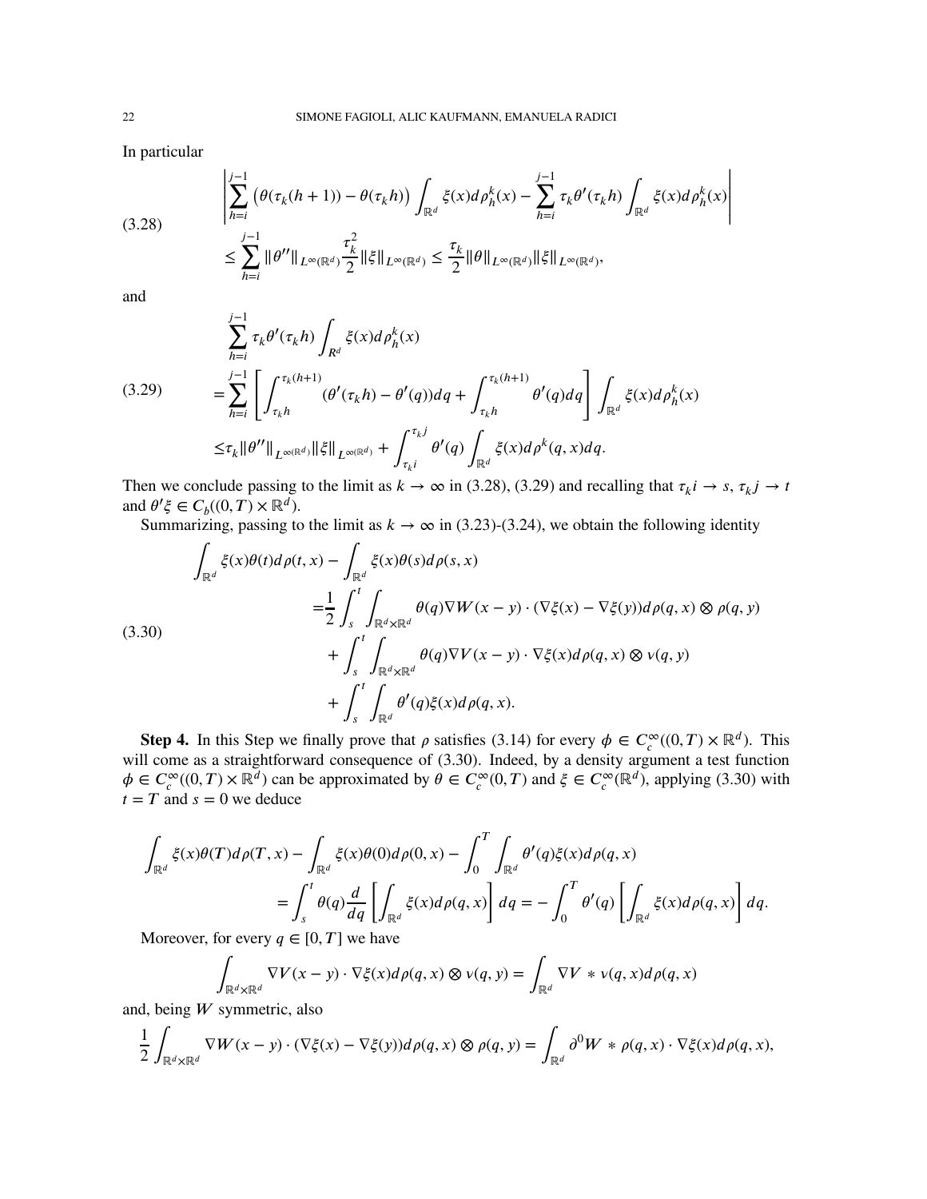In particular

$$
\begin{aligned}
&\left| \sum_{h=i}^{j-1} \left(\theta(\tau_k(h+1)) - \theta(\tau_k h)\right) \int_{\mathbb{R}^d} \xi(x) d\rho_h^k(x) - \sum_{h=i}^{j-1} \tau_k \theta'(\tau_k h) \int_{\mathbb{R}^d} \xi(x) d\rho_h^k(x) \right| \\
&\leq \sum_{h=i}^{j-1} \|\theta''\|_{L^\infty(\mathbb{R}^d)} \frac{\tau_k^2}{2} \|\xi\|_{L^\infty(\mathbb{R}^d)} \leq \frac{\tau_k}{2} \|\theta\|_{L^\infty(\mathbb{R}^d)} \|\xi\|_{L^\infty(\mathbb{R}^d)},
\end{aligned}
\tag{3.28}
$$

and

$$
\begin{aligned}
&\sum_{h=i}^{j-1} \tau_k \theta'(\tau_k h) \int_{R^d} \xi(x) d\rho_h^k(x) \\
&= \sum_{h=i}^{j-1} \left[ \int_{\tau_k h}^{\tau_k(h+1)} (\theta'(\tau_k h) - \theta'(q)) dq + \int_{\tau_k h}^{\tau_k(h+1)} \theta'(q) dq \right] \int_{\mathbb{R}^d} \xi(x) d\rho_h^k(x) \\
&\leq \tau_k \|\theta''\|_{L^\infty(\mathbb{R}^d)} \|\xi\|_{L^\infty(\mathbb{R}^d)} + \int_{\tau_k i}^{\tau_k j} \theta'(q) \int_{\mathbb{R}^d} \xi(x) d\rho^k(q,x) dq.
\end{aligned}
\tag{3.29}
$$

Then we conclude passing to the limit as $k \to \infty$ in (3.28), (3.29) and recalling that $\tau_k i \to s$, $\tau_k j \to t$ and $\theta'\xi \in C_b((0,T) \times \mathbb{R}^d)$.

Summarizing, passing to the limit as $k \to \infty$ in (3.23)-(3.24), we obtain the following identity

$$
\begin{aligned}
\int_{\mathbb{R}^d} \xi(x)\theta(t) d\rho(t,x) - \int_{\mathbb{R}^d} \xi(x)\theta(s) d\rho(s,x)
&= \frac{1}{2} \int_s^t \int_{\mathbb{R}^d \times \mathbb{R}^d} \theta(q) \nabla W(x-y) \cdot (\nabla \xi(x) - \nabla \xi(y)) d\rho(q,x) \otimes \rho(q,y) \\
&\quad + \int_s^t \int_{\mathbb{R}^d \times \mathbb{R}^d} \theta(q) \nabla V(x-y) \cdot \nabla \xi(x) d\rho(q,x) \otimes \nu(q,y) \\
&\quad + \int_s^t \int_{\mathbb{R}^d} \theta'(q) \xi(x) d\rho(q,x).
\end{aligned}
\tag{3.30}
$$

**Step 4.** In this Step we finally prove that $\rho$ satisfies (3.14) for every $\phi \in C_c^\infty((0,T) \times \mathbb{R}^d)$. This will come as a straightforward consequence of (3.30). Indeed, by a density argument a test function $\phi \in C_c^\infty((0,T) \times \mathbb{R}^d)$ can be approximated by $\theta \in C_c^\infty(0,T)$ and $\xi \in C_c^\infty(\mathbb{R}^d)$, applying (3.30) with $t = T$ and $s = 0$ we deduce

$$
\begin{aligned}
&\int_{\mathbb{R}^d} \xi(x)\theta(T) d\rho(T,x) - \int_{\mathbb{R}^d} \xi(x)\theta(0) d\rho(0,x) - \int_0^T \int_{\mathbb{R}^d} \theta'(q) \xi(x) d\rho(q,x) \\
&\qquad = \int_s^t \theta(q) \frac{d}{dq} \left[ \int_{\mathbb{R}^d} \xi(x) d\rho(q,x) \right] dq = - \int_0^T \theta'(q) \left[ \int_{\mathbb{R}^d} \xi(x) d\rho(q,x) \right] dq.
\end{aligned}
$$

Moreover, for every $q \in [0,T]$ we have

$$
\int_{\mathbb{R}^d \times \mathbb{R}^d} \nabla V(x-y) \cdot \nabla \xi(x) d\rho(q,x) \otimes \nu(q,y) = \int_{\mathbb{R}^d} \nabla V * \nu(q,x) d\rho(q,x)
$$

and, being $W$ symmetric, also

$$
\frac{1}{2} \int_{\mathbb{R}^d \times \mathbb{R}^d} \nabla W(x-y) \cdot (\nabla \xi(x) - \nabla \xi(y)) d\rho(q,x) \otimes \rho(q,y) = \int_{\mathbb{R}^d} \partial^0 W * \rho(q,x) \cdot \nabla \xi(x) d\rho(q,x),
$$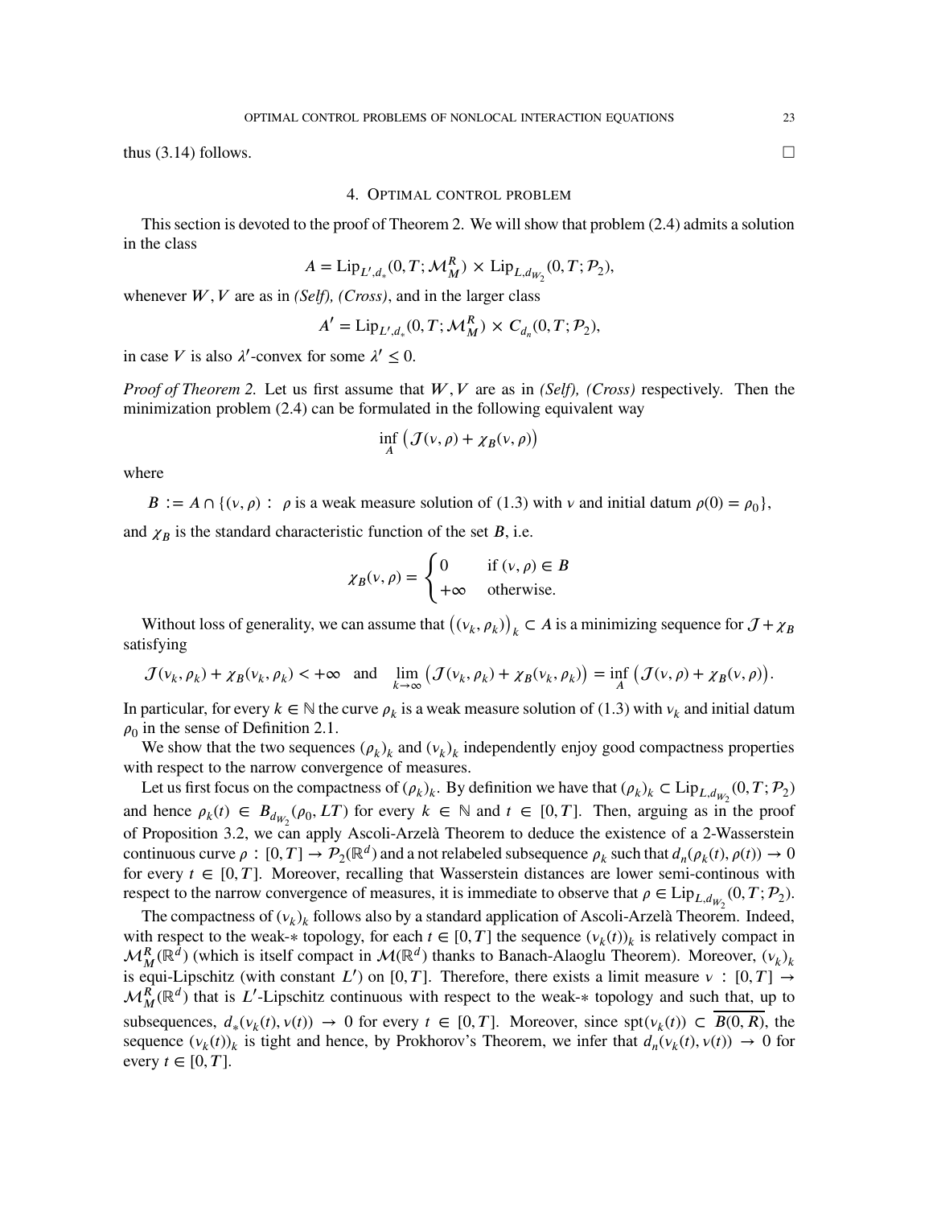thus (3.14) follows. □

## 4. Optimal control problem

This section is devoted to the proof of Theorem 2. We will show that problem (2.4) admits a solution in the class

$$A = \mathrm{Lip}_{L',d_*}(0,T;\mathcal{M}_M^R) \times \mathrm{Lip}_{L,d_{W_2}}(0,T;\mathcal{P}_2),$$

whenever $W, V$ are as in *(Self), (Cross)*, and in the larger class

$$A' = \mathrm{Lip}_{L',d_*}(0,T;\mathcal{M}_M^R) \times C_{d_n}(0,T;\mathcal{P}_2),$$

in case $V$ is also $\lambda'$-convex for some $\lambda' \leq 0$.

*Proof of Theorem 2.* Let us first assume that $W, V$ are as in *(Self), (Cross)* respectively. Then the minimization problem (2.4) can be formulated in the following equivalent way

$$\inf_A \big(\mathcal{J}(\nu,\rho) + \chi_B(\nu,\rho)\big)$$

where

$$B := A \cap \{(\nu,\rho) : \ \rho \text{ is a weak measure solution of (1.3) with } \nu \text{ and initial datum } \rho(0) = \rho_0\},$$

and $\chi_B$ is the standard characteristic function of the set $B$, i.e.

$$\chi_B(\nu,\rho) = \begin{cases} 0 & \text{if } (\nu,\rho) \in B \\ +\infty & \text{otherwise.} \end{cases}$$

Without loss of generality, we can assume that $\big((\nu_k,\rho_k)\big)_k \subset A$ is a minimizing sequence for $\mathcal{J} + \chi_B$ satisfying

$$\mathcal{J}(\nu_k,\rho_k) + \chi_B(\nu_k,\rho_k) < +\infty \quad \text{and} \quad \lim_{k\to\infty} \big(\mathcal{J}(\nu_k,\rho_k) + \chi_B(\nu_k,\rho_k)\big) = \inf_A \big(\mathcal{J}(\nu,\rho) + \chi_B(\nu,\rho)\big).$$

In particular, for every $k \in \mathbb{N}$ the curve $\rho_k$ is a weak measure solution of (1.3) with $\nu_k$ and initial datum $\rho_0$ in the sense of Definition 2.1.

We show that the two sequences $(\rho_k)_k$ and $(\nu_k)_k$ independently enjoy good compactness properties with respect to the narrow convergence of measures.

Let us first focus on the compactness of $(\rho_k)_k$. By definition we have that $(\rho_k)_k \subset \mathrm{Lip}_{L,d_{W_2}}(0,T;\mathcal{P}_2)$ and hence $\rho_k(t) \in B_{d_{W_2}}(\rho_0, LT)$ for every $k \in \mathbb{N}$ and $t \in [0,T]$. Then, arguing as in the proof of Proposition 3.2, we can apply Ascoli-Arzelà Theorem to deduce the existence of a 2-Wasserstein continuous curve $\rho : [0,T] \to \mathcal{P}_2(\mathbb{R}^d)$ and a not relabeled subsequence $\rho_k$ such that $d_n(\rho_k(t),\rho(t)) \to 0$ for every $t \in [0,T]$. Moreover, recalling that Wasserstein distances are lower semi-continous with respect to the narrow convergence of measures, it is immediate to observe that $\rho \in \mathrm{Lip}_{L,d_{W_2}}(0,T;\mathcal{P}_2)$.

The compactness of $(\nu_k)_k$ follows also by a standard application of Ascoli-Arzelà Theorem. Indeed, with respect to the weak-$*$ topology, for each $t \in [0,T]$ the sequence $(\nu_k(t))_k$ is relatively compact in $\mathcal{M}_M^R(\mathbb{R}^d)$ (which is itself compact in $\mathcal{M}(\mathbb{R}^d)$ thanks to Banach-Alaoglu Theorem). Moreover, $(\nu_k)_k$ is equi-Lipschitz (with constant $L'$) on $[0,T]$. Therefore, there exists a limit measure $\nu : [0,T] \to \mathcal{M}_M^R(\mathbb{R}^d)$ that is $L'$-Lipschitz continuous with respect to the weak-$*$ topology and such that, up to subsequences, $d_*(\nu_k(t),\nu(t)) \to 0$ for every $t \in [0,T]$. Moreover, since $\mathrm{spt}(\nu_k(t)) \subset \overline{B(0,R)}$, the sequence $(\nu_k(t))_k$ is tight and hence, by Prokhorov's Theorem, we infer that $d_n(\nu_k(t),\nu(t)) \to 0$ for every $t \in [0,T]$.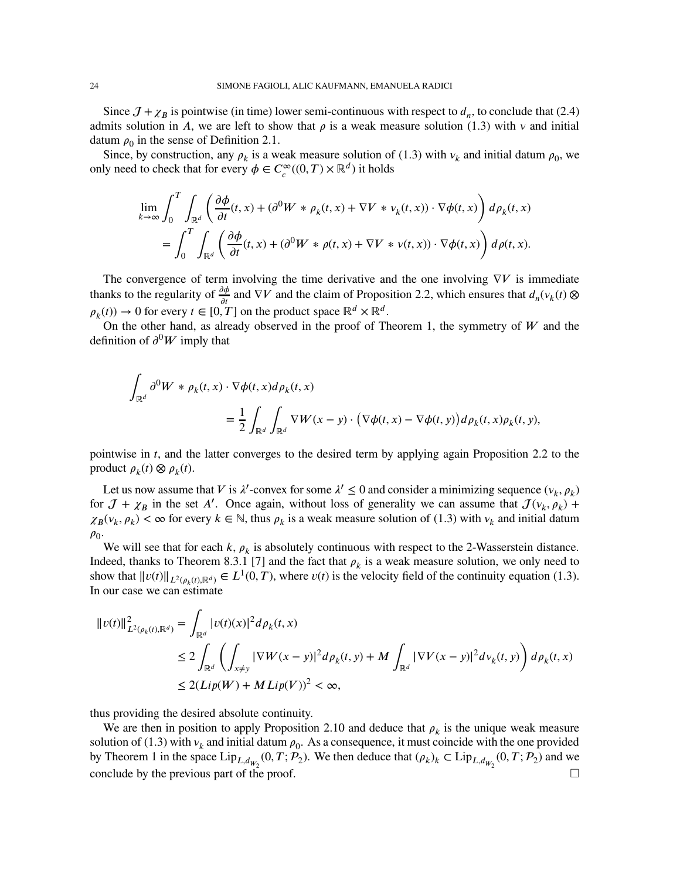Since $\mathcal{J} + \chi_B$ is pointwise (in time) lower semi-continuous with respect to $d_n$, to conclude that (2.4) admits solution in $A$, we are left to show that $\rho$ is a weak measure solution (1.3) with $\nu$ and initial datum $\rho_0$ in the sense of Definition 2.1.

Since, by construction, any $\rho_k$ is a weak measure solution of (1.3) with $\nu_k$ and initial datum $\rho_0$, we only need to check that for every $\phi \in C_c^\infty((0,T)\times\mathbb{R}^d)$ it holds

$$
\begin{aligned}
\lim_{k\to\infty} \int_0^T \int_{\mathbb{R}^d} \left( \frac{\partial \phi}{\partial t}(t,x) + (\partial^0 W * \rho_k(t,x) + \nabla V * \nu_k(t,x)) \cdot \nabla\phi(t,x) \right) d\rho_k(t,x) \\
= \int_0^T \int_{\mathbb{R}^d} \left( \frac{\partial \phi}{\partial t}(t,x) + (\partial^0 W * \rho(t,x) + \nabla V * \nu(t,x)) \cdot \nabla\phi(t,x) \right) d\rho(t,x).
\end{aligned}
$$

The convergence of term involving the time derivative and the one involving $\nabla V$ is immediate thanks to the regularity of $\frac{\partial \phi}{\partial t}$ and $\nabla V$ and the claim of Proposition 2.2, which ensures that $d_n(\nu_k(t)\otimes\rho_k(t)) \to 0$ for every $t\in[0,T]$ on the product space $\mathbb{R}^d\times\mathbb{R}^d$.

On the other hand, as already observed in the proof of Theorem 1, the symmetry of $W$ and the definition of $\partial^0 W$ imply that

$$
\begin{aligned}
\int_{\mathbb{R}^d} \partial^0 W * \rho_k(t,x) \cdot \nabla\phi(t,x) d\rho_k(t,x) \\
= \frac{1}{2}\int_{\mathbb{R}^d}\int_{\mathbb{R}^d} \nabla W(x-y)\cdot\big(\nabla\phi(t,x) - \nabla\phi(t,y)\big) d\rho_k(t,x)\rho_k(t,y),
\end{aligned}
$$

pointwise in $t$, and the latter converges to the desired term by applying again Proposition 2.2 to the product $\rho_k(t)\otimes\rho_k(t)$.

Let us now assume that $V$ is $\lambda'$-convex for some $\lambda' \le 0$ and consider a minimizing sequence $(\nu_k,\rho_k)$ for $\mathcal{J} + \chi_B$ in the set $A'$. Once again, without loss of generality we can assume that $\mathcal{J}(\nu_k,\rho_k) + \chi_B(\nu_k,\rho_k) < \infty$ for every $k\in\mathbb{N}$, thus $\rho_k$ is a weak measure solution of (1.3) with $\nu_k$ and initial datum $\rho_0$.

We will see that for each $k$, $\rho_k$ is absolutely continuous with respect to the 2-Wasserstein distance. Indeed, thanks to Theorem 8.3.1 [7] and the fact that $\rho_k$ is a weak measure solution, we only need to show that $\|v(t)\|_{L^2(\rho_k(t),\mathbb{R}^d)} \in L^1(0,T)$, where $v(t)$ is the velocity field of the continuity equation (1.3). In our case we can estimate

$$
\begin{aligned}
\|v(t)\|^2_{L^2(\rho_k(t),\mathbb{R}^d)} &= \int_{\mathbb{R}^d} |v(t)(x)|^2 d\rho_k(t,x) \\
&\le 2\int_{\mathbb{R}^d}\left( \int_{x\neq y} |\nabla W(x-y)|^2 d\rho_k(t,y) + M\int_{\mathbb{R}^d} |\nabla V(x-y)|^2 d\nu_k(t,y) \right) d\rho_k(t,x) \\
&\le 2(Lip(W) + M\,Lip(V))^2 < \infty,
\end{aligned}
$$

thus providing the desired absolute continuity.

We are then in position to apply Proposition 2.10 and deduce that $\rho_k$ is the unique weak measure solution of (1.3) with $\nu_k$ and initial datum $\rho_0$. As a consequence, it must coincide with the one provided by Theorem 1 in the space $\mathrm{Lip}_{L,d_{W_2}}(0,T;\mathcal{P}_2)$. We then deduce that $(\rho_k)_k \subset \mathrm{Lip}_{L,d_{W_2}}(0,T;\mathcal{P}_2)$ and we conclude by the previous part of the proof. □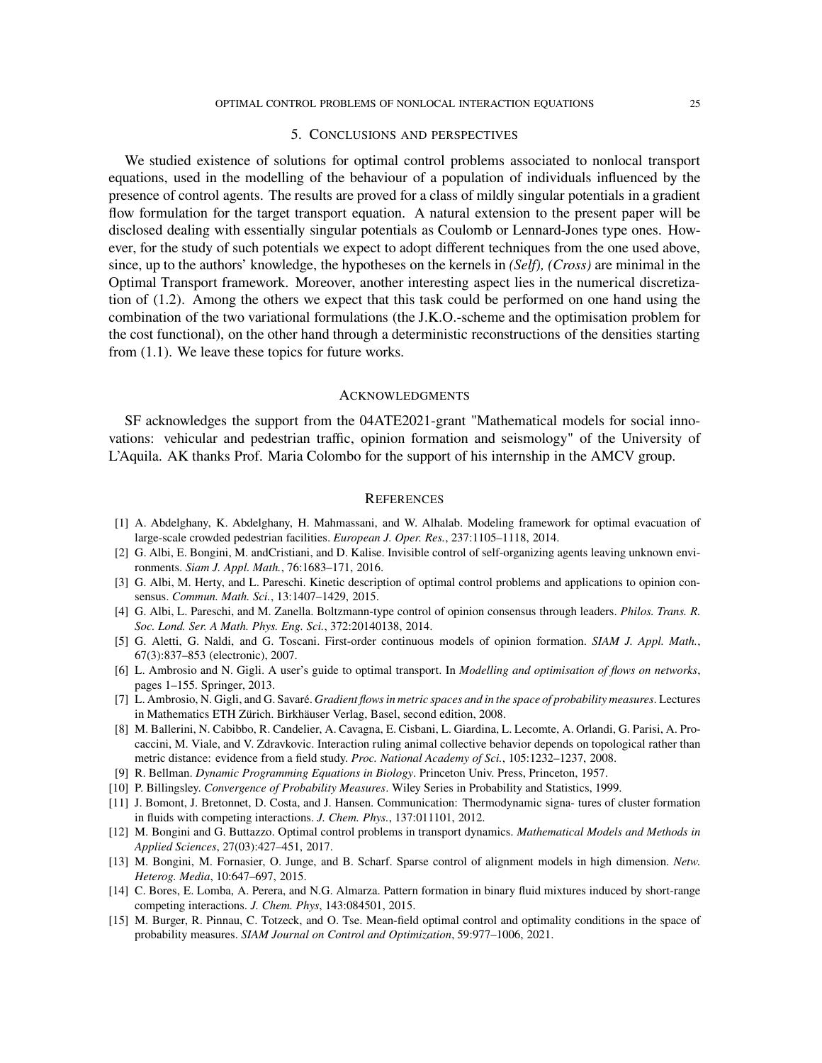## 5. Conclusions and perspectives

We studied existence of solutions for optimal control problems associated to nonlocal transport equations, used in the modelling of the behaviour of a population of individuals influenced by the presence of control agents. The results are proved for a class of mildly singular potentials in a gradient flow formulation for the target transport equation. A natural extension to the present paper will be disclosed dealing with essentially singular potentials as Coulomb or Lennard-Jones type ones. However, for the study of such potentials we expect to adopt different techniques from the one used above, since, up to the authors' knowledge, the hypotheses on the kernels in *(Self), (Cross)* are minimal in the Optimal Transport framework. Moreover, another interesting aspect lies in the numerical discretization of (1.2). Among the others we expect that this task could be performed on one hand using the combination of the two variational formulations (the J.K.O.-scheme and the optimisation problem for the cost functional), on the other hand through a deterministic reconstructions of the densities starting from (1.1). We leave these topics for future works.

## Acknowledgments

SF acknowledges the support from the 04ATE2021-grant "Mathematical models for social innovations: vehicular and pedestrian traffic, opinion formation and seismology" of the University of L'Aquila. AK thanks Prof. Maria Colombo for the support of his internship in the AMCV group.

## References

[1] A. Abdelghany, K. Abdelghany, H. Mahmassani, and W. Alhalab. Modeling framework for optimal evacuation of large-scale crowded pedestrian facilities. *European J. Oper. Res.*, 237:1105–1118, 2014.

[2] G. Albi, E. Bongini, M. andCristiani, and D. Kalise. Invisible control of self-organizing agents leaving unknown environments. *Siam J. Appl. Math.*, 76:1683–171, 2016.

[3] G. Albi, M. Herty, and L. Pareschi. Kinetic description of optimal control problems and applications to opinion consensus. *Commun. Math. Sci.*, 13:1407–1429, 2015.

[4] G. Albi, L. Pareschi, and M. Zanella. Boltzmann-type control of opinion consensus through leaders. *Philos. Trans. R. Soc. Lond. Ser. A Math. Phys. Eng. Sci.*, 372:20140138, 2014.

[5] G. Aletti, G. Naldi, and G. Toscani. First-order continuous models of opinion formation. *SIAM J. Appl. Math.*, 67(3):837–853 (electronic), 2007.

[6] L. Ambrosio and N. Gigli. A user's guide to optimal transport. In *Modelling and optimisation of flows on networks*, pages 1–155. Springer, 2013.

[7] L. Ambrosio, N. Gigli, and G. Savaré. *Gradient flows in metric spaces and in the space of probability measures*. Lectures in Mathematics ETH Zürich. Birkhäuser Verlag, Basel, second edition, 2008.

[8] M. Ballerini, N. Cabibbo, R. Candelier, A. Cavagna, E. Cisbani, L. Giardina, L. Lecomte, A. Orlandi, G. Parisi, A. Procaccini, M. Viale, and V. Zdravkovic. Interaction ruling animal collective behavior depends on topological rather than metric distance: evidence from a field study. *Proc. National Academy of Sci.*, 105:1232–1237, 2008.

[9] R. Bellman. *Dynamic Programming Equations in Biology*. Princeton Univ. Press, Princeton, 1957.

[10] P. Billingsley. *Convergence of Probability Measures*. Wiley Series in Probability and Statistics, 1999.

[11] J. Bomont, J. Bretonnet, D. Costa, and J. Hansen. Communication: Thermodynamic signa- tures of cluster formation in fluids with competing interactions. *J. Chem. Phys.*, 137:011101, 2012.

[12] M. Bongini and G. Buttazzo. Optimal control problems in transport dynamics. *Mathematical Models and Methods in Applied Sciences*, 27(03):427–451, 2017.

[13] M. Bongini, M. Fornasier, O. Junge, and B. Scharf. Sparse control of alignment models in high dimension. *Netw. Heterog. Media*, 10:647–697, 2015.

[14] C. Bores, E. Lomba, A. Perera, and N.G. Almarza. Pattern formation in binary fluid mixtures induced by short-range competing interactions. *J. Chem. Phys*, 143:084501, 2015.

[15] M. Burger, R. Pinnau, C. Totzeck, and O. Tse. Mean-field optimal control and optimality conditions in the space of probability measures. *SIAM Journal on Control and Optimization*, 59:977–1006, 2021.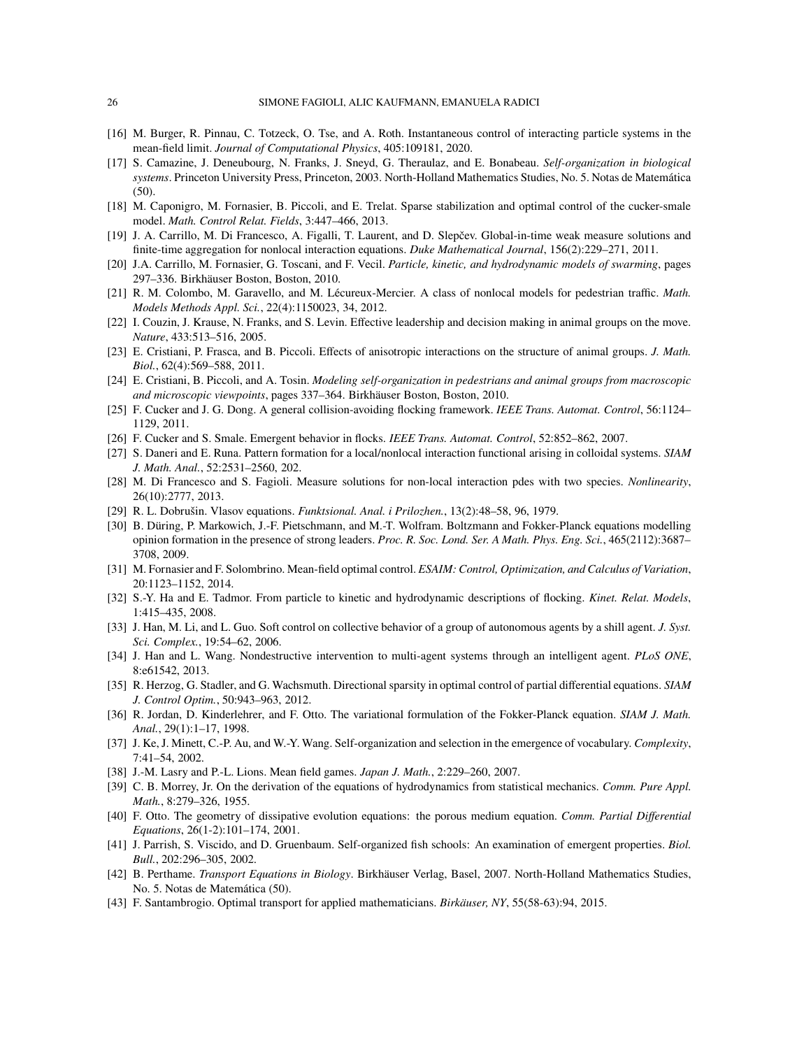[16] M. Burger, R. Pinnau, C. Totzeck, O. Tse, and A. Roth. Instantaneous control of interacting particle systems in the mean-field limit. *Journal of Computational Physics*, 405:109181, 2020.

[17] S. Camazine, J. Deneubourg, N. Franks, J. Sneyd, G. Theraulaz, and E. Bonabeau. *Self-organization in biological systems*. Princeton University Press, Princeton, 2003. North-Holland Mathematics Studies, No. 5. Notas de Matemática (50).

[18] M. Caponigro, M. Fornasier, B. Piccoli, and E. Trelat. Sparse stabilization and optimal control of the cucker-smale model. *Math. Control Relat. Fields*, 3:447–466, 2013.

[19] J. A. Carrillo, M. Di Francesco, A. Figalli, T. Laurent, and D. Slepčev. Global-in-time weak measure solutions and finite-time aggregation for nonlocal interaction equations. *Duke Mathematical Journal*, 156(2):229–271, 2011.

[20] J.A. Carrillo, M. Fornasier, G. Toscani, and F. Vecil. *Particle, kinetic, and hydrodynamic models of swarming*, pages 297–336. Birkhäuser Boston, Boston, 2010.

[21] R. M. Colombo, M. Garavello, and M. Lécureux-Mercier. A class of nonlocal models for pedestrian traffic. *Math. Models Methods Appl. Sci.*, 22(4):1150023, 34, 2012.

[22] I. Couzin, J. Krause, N. Franks, and S. Levin. Effective leadership and decision making in animal groups on the move. *Nature*, 433:513–516, 2005.

[23] E. Cristiani, P. Frasca, and B. Piccoli. Effects of anisotropic interactions on the structure of animal groups. *J. Math. Biol.*, 62(4):569–588, 2011.

[24] E. Cristiani, B. Piccoli, and A. Tosin. *Modeling self-organization in pedestrians and animal groups from macroscopic and microscopic viewpoints*, pages 337–364. Birkhäuser Boston, Boston, 2010.

[25] F. Cucker and J. G. Dong. A general collision-avoiding flocking framework. *IEEE Trans. Automat. Control*, 56:1124–1129, 2011.

[26] F. Cucker and S. Smale. Emergent behavior in flocks. *IEEE Trans. Automat. Control*, 52:852–862, 2007.

[27] S. Daneri and E. Runa. Pattern formation for a local/nonlocal interaction functional arising in colloidal systems. *SIAM J. Math. Anal.*, 52:2531–2560, 202.

[28] M. Di Francesco and S. Fagioli. Measure solutions for non-local interaction pdes with two species. *Nonlinearity*, 26(10):2777, 2013.

[29] R. L. Dobrušin. Vlasov equations. *Funktsional. Anal. i Prilozhen.*, 13(2):48–58, 96, 1979.

[30] B. Düring, P. Markowich, J.-F. Pietschmann, and M.-T. Wolfram. Boltzmann and Fokker-Planck equations modelling opinion formation in the presence of strong leaders. *Proc. R. Soc. Lond. Ser. A Math. Phys. Eng. Sci.*, 465(2112):3687–3708, 2009.

[31] M. Fornasier and F. Solombrino. Mean-field optimal control. *ESAIM: Control, Optimization, and Calculus of Variation*, 20:1123–1152, 2014.

[32] S.-Y. Ha and E. Tadmor. From particle to kinetic and hydrodynamic descriptions of flocking. *Kinet. Relat. Models*, 1:415–435, 2008.

[33] J. Han, M. Li, and L. Guo. Soft control on collective behavior of a group of autonomous agents by a shill agent. *J. Syst. Sci. Complex.*, 19:54–62, 2006.

[34] J. Han and L. Wang. Nondestructive intervention to multi-agent systems through an intelligent agent. *PLoS ONE*, 8:e61542, 2013.

[35] R. Herzog, G. Stadler, and G. Wachsmuth. Directional sparsity in optimal control of partial differential equations. *SIAM J. Control Optim.*, 50:943–963, 2012.

[36] R. Jordan, D. Kinderlehrer, and F. Otto. The variational formulation of the Fokker-Planck equation. *SIAM J. Math. Anal.*, 29(1):1–17, 1998.

[37] J. Ke, J. Minett, C.-P. Au, and W.-Y. Wang. Self-organization and selection in the emergence of vocabulary. *Complexity*, 7:41–54, 2002.

[38] J.-M. Lasry and P.-L. Lions. Mean field games. *Japan J. Math.*, 2:229–260, 2007.

[39] C. B. Morrey, Jr. On the derivation of the equations of hydrodynamics from statistical mechanics. *Comm. Pure Appl. Math.*, 8:279–326, 1955.

[40] F. Otto. The geometry of dissipative evolution equations: the porous medium equation. *Comm. Partial Differential Equations*, 26(1-2):101–174, 2001.

[41] J. Parrish, S. Viscido, and D. Gruenbaum. Self-organized fish schools: An examination of emergent properties. *Biol. Bull.*, 202:296–305, 2002.

[42] B. Perthame. *Transport Equations in Biology*. Birkhäuser Verlag, Basel, 2007. North-Holland Mathematics Studies, No. 5. Notas de Matemática (50).

[43] F. Santambrogio. Optimal transport for applied mathematicians. *Birkäuser, NY*, 55(58-63):94, 2015.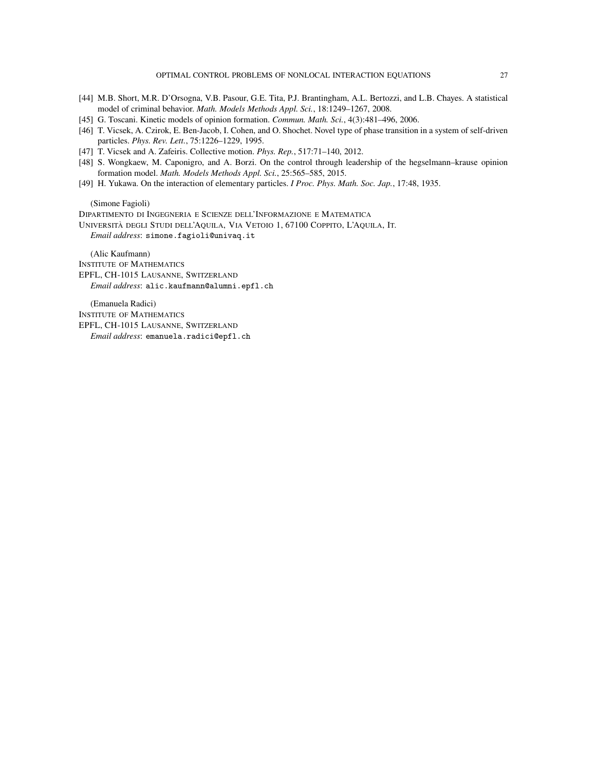[44] M.B. Short, M.R. D'Orsogna, V.B. Pasour, G.E. Tita, P.J. Brantingham, A.L. Bertozzi, and L.B. Chayes. A statistical model of criminal behavior. *Math. Models Methods Appl. Sci.*, 18:1249–1267, 2008.

[45] G. Toscani. Kinetic models of opinion formation. *Commun. Math. Sci.*, 4(3):481–496, 2006.

[46] T. Vicsek, A. Czirok, E. Ben-Jacob, I. Cohen, and O. Shochet. Novel type of phase transition in a system of self-driven particles. *Phys. Rev. Lett.*, 75:1226–1229, 1995.

[47] T. Vicsek and A. Zafeiris. Collective motion. *Phys. Rep.*, 517:71–140, 2012.

[48] S. Wongkaew, M. Caponigro, and A. Borzi. On the control through leadership of the hegselmann–krause opinion formation model. *Math. Models Methods Appl. Sci.*, 25:565–585, 2015.

[49] H. Yukawa. On the interaction of elementary particles. *I Proc. Phys. Math. Soc. Jap.*, 17:48, 1935.

(Simone Fagioli)
Dipartimento di Ingegneria e Scienze dell'Informazione e Matematica
Università degli Studi dell'Aquila, Via Vetoio 1, 67100 Coppito, L'Aquila, It.
*Email address*: simone.fagioli@univaq.it

(Alic Kaufmann)
Institute of Mathematics
EPFL, CH-1015 Lausanne, Switzerland
*Email address*: alic.kaufmann@alumni.epfl.ch

(Emanuela Radici)
Institute of Mathematics
EPFL, CH-1015 Lausanne, Switzerland
*Email address*: emanuela.radici@epfl.ch